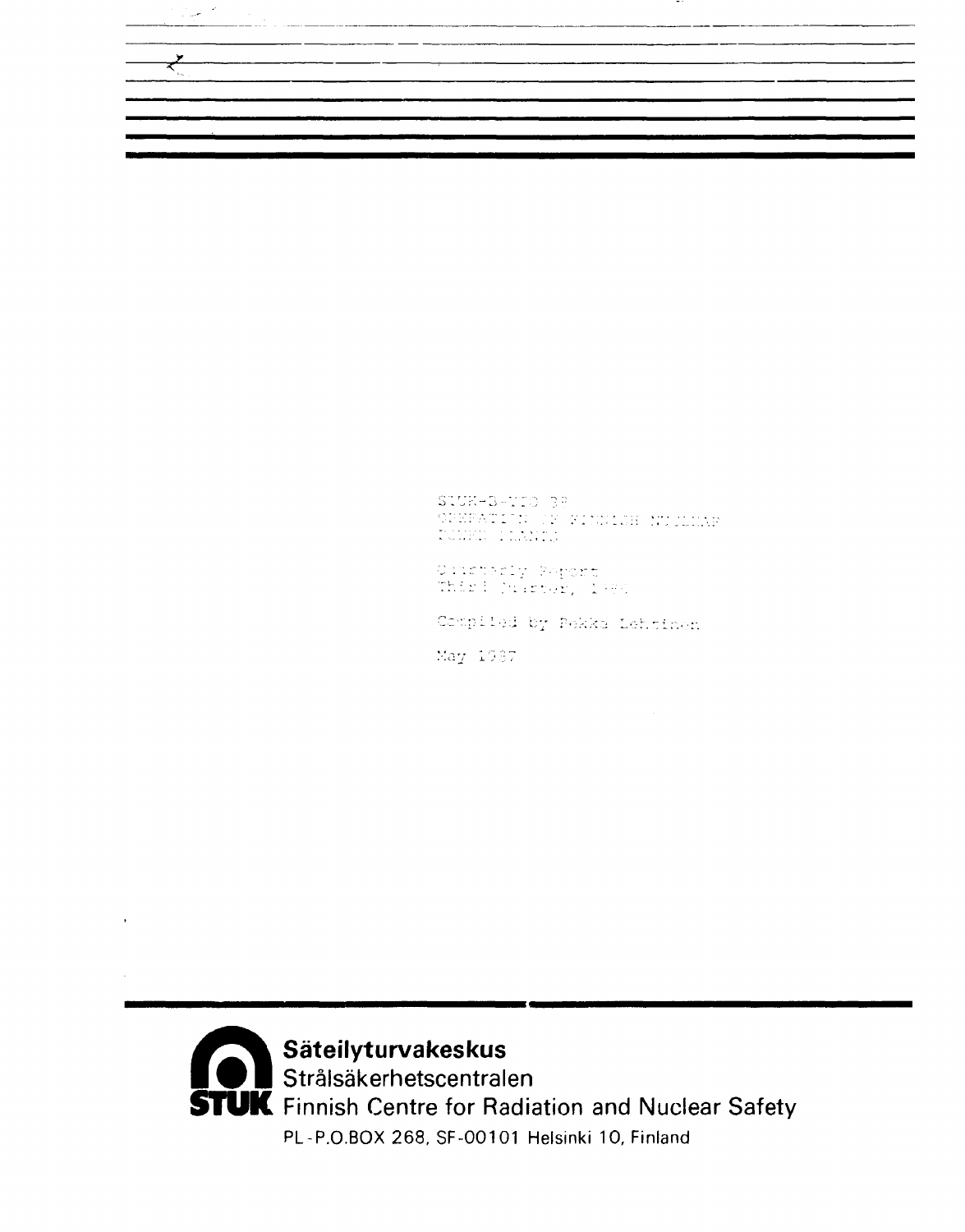STUK-B-YTO 38
OPERATION OF FINNISH NUCLEAR
POWER PLANTS

Quarterly Report
Third Quarter, 1986

Compiled by Pekka Lehtinen

May 1987

**Säteilyturvakeskus**
Strålsäkerhetscentralen
**STUK** Finnish Centre for Radiation and Nuclear Safety
PL-P.O.BOX 268, SF-00101 Helsinki 10, Finland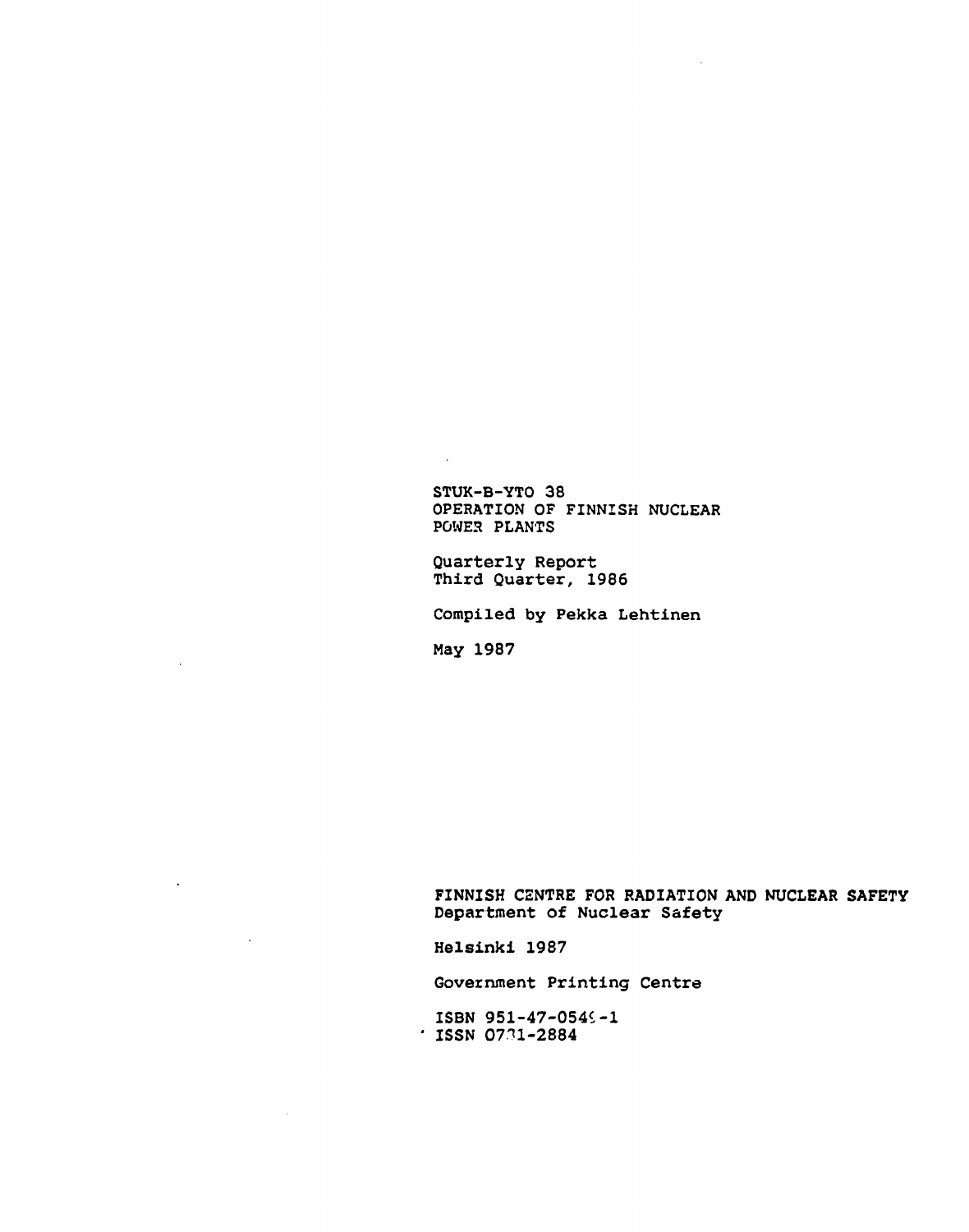STUK-B-YTO 38
OPERATION OF FINNISH NUCLEAR POWER PLANTS

Quarterly Report
Third Quarter, 1986

Compiled by Pekka Lehtinen

May 1987

FINNISH CENTRE FOR RADIATION AND NUCLEAR SAFETY
Department of Nuclear Safety

Helsinki 1987

Government Printing Centre

ISBN 951-47-054?-1
ISSN 07?1-2884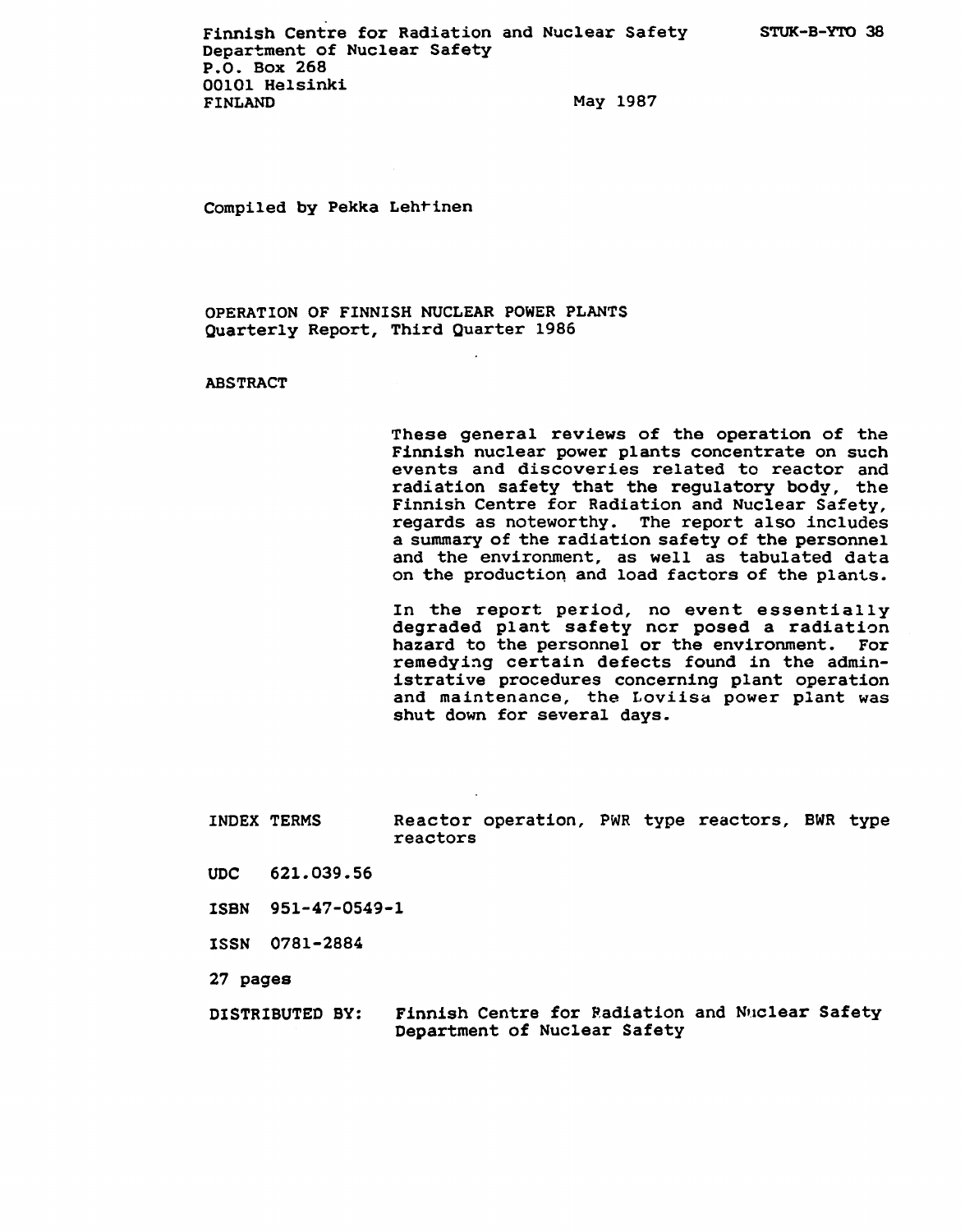Finnish Centre for Radiation and Nuclear Safety
Department of Nuclear Safety
P.O. Box 268
00101 Helsinki
FINLAND

STUK-B-YTO 38

May 1987

Compiled by Pekka Lehtinen

# OPERATION OF FINNISH NUCLEAR POWER PLANTS
## Quarterly Report, Third Quarter 1986

## ABSTRACT

These general reviews of the operation of the Finnish nuclear power plants concentrate on such events and discoveries related to reactor and radiation safety that the regulatory body, the Finnish Centre for Radiation and Nuclear Safety, regards as noteworthy. The report also includes a summary of the radiation safety of the personnel and the environment, as well as tabulated data on the production and load factors of the plants.

In the report period, no event essentially degraded plant safety nor posed a radiation hazard to the personnel or the environment. For remedying certain defects found in the administrative procedures concerning plant operation and maintenance, the Loviisa power plant was shut down for several days.

INDEX TERMS Reactor operation, PWR type reactors, BWR type reactors

UDC 621.039.56

ISBN 951-47-0549-1

ISSN 0781-2884

27 pages

DISTRIBUTED BY: Finnish Centre for Radiation and Nuclear Safety
Department of Nuclear Safety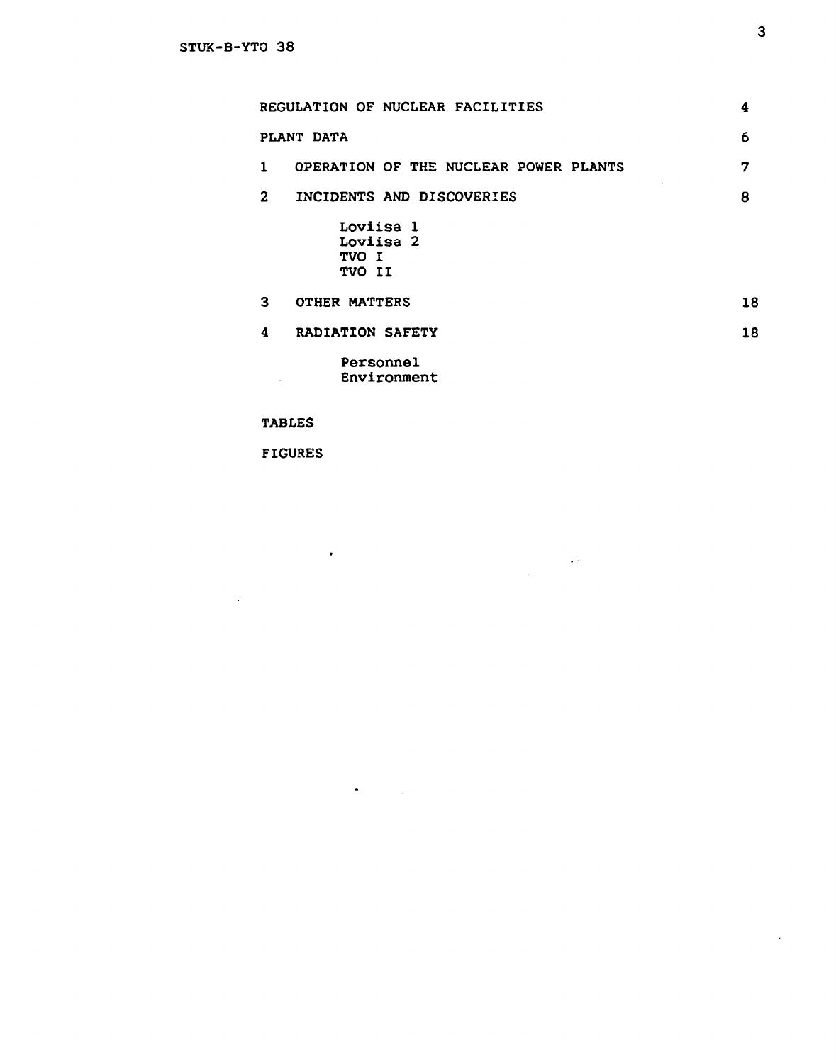| | | |
|---|---|---|
| REGULATION OF NUCLEAR FACILITIES | | 4 |
| PLANT DATA | | 6 |
| 1 | OPERATION OF THE NUCLEAR POWER PLANTS | 7 |
| 2 | INCIDENTS AND DISCOVERIES | 8 |
| | Loviisa 1<br>Loviisa 2<br>TVO I<br>TVO II | |
| 3 | OTHER MATTERS | 18 |
| 4 | RADIATION SAFETY | 18 |
| | Personnel<br>Environment | |

TABLES

FIGURES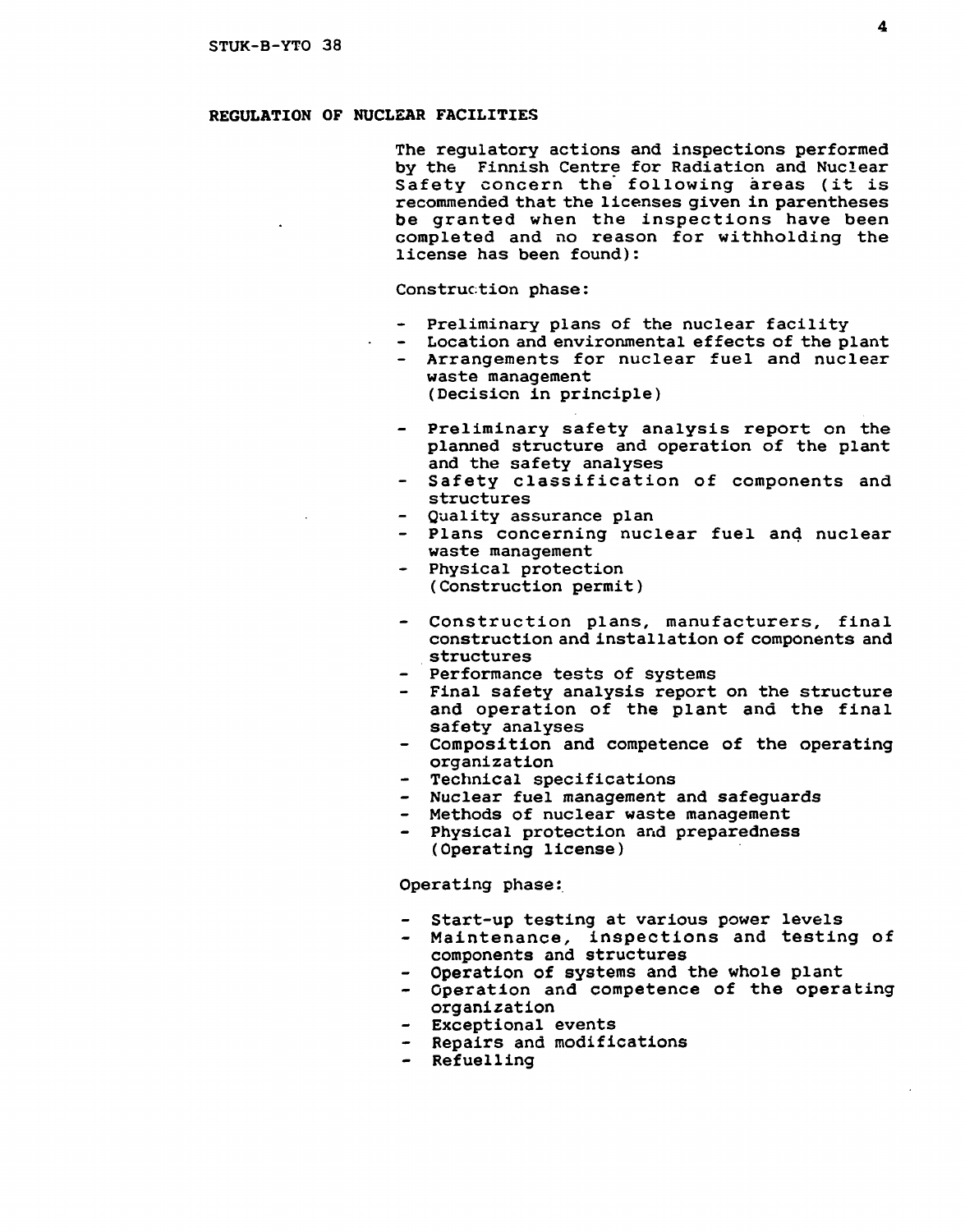## REGULATION OF NUCLEAR FACILITIES

The regulatory actions and inspections performed by the Finnish Centre for Radiation and Nuclear Safety concern the following areas (it is recommended that the licenses given in parentheses be granted when the inspections have been completed and no reason for withholding the license has been found):

Construction phase:

- Preliminary plans of the nuclear facility
- Location and environmental effects of the plant
- Arrangements for nuclear fuel and nuclear waste management
  (Decision in principle)

- Preliminary safety analysis report on the planned structure and operation of the plant and the safety analyses
- Safety classification of components and structures
- Quality assurance plan
- Plans concerning nuclear fuel and nuclear waste management
- Physical protection
  (Construction permit)

- Construction plans, manufacturers, final construction and installation of components and structures
- Performance tests of systems
- Final safety analysis report on the structure and operation of the plant and the final safety analyses
- Composition and competence of the operating organization
- Technical specifications
- Nuclear fuel management and safeguards
- Methods of nuclear waste management
- Physical protection and preparedness
  (Operating license)

Operating phase:

- Start-up testing at various power levels
- Maintenance, inspections and testing of components and structures
- Operation of systems and the whole plant
- Operation and competence of the operating organization
- Exceptional events
- Repairs and modifications
- Refuelling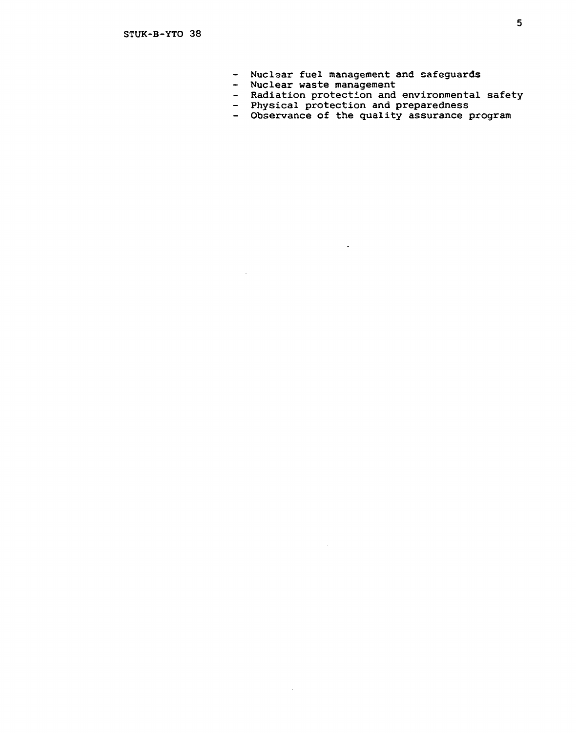- Nuclear fuel management and safeguards
- Nuclear waste management
- Radiation protection and environmental safety
- Physical protection and preparedness
- Observance of the quality assurance program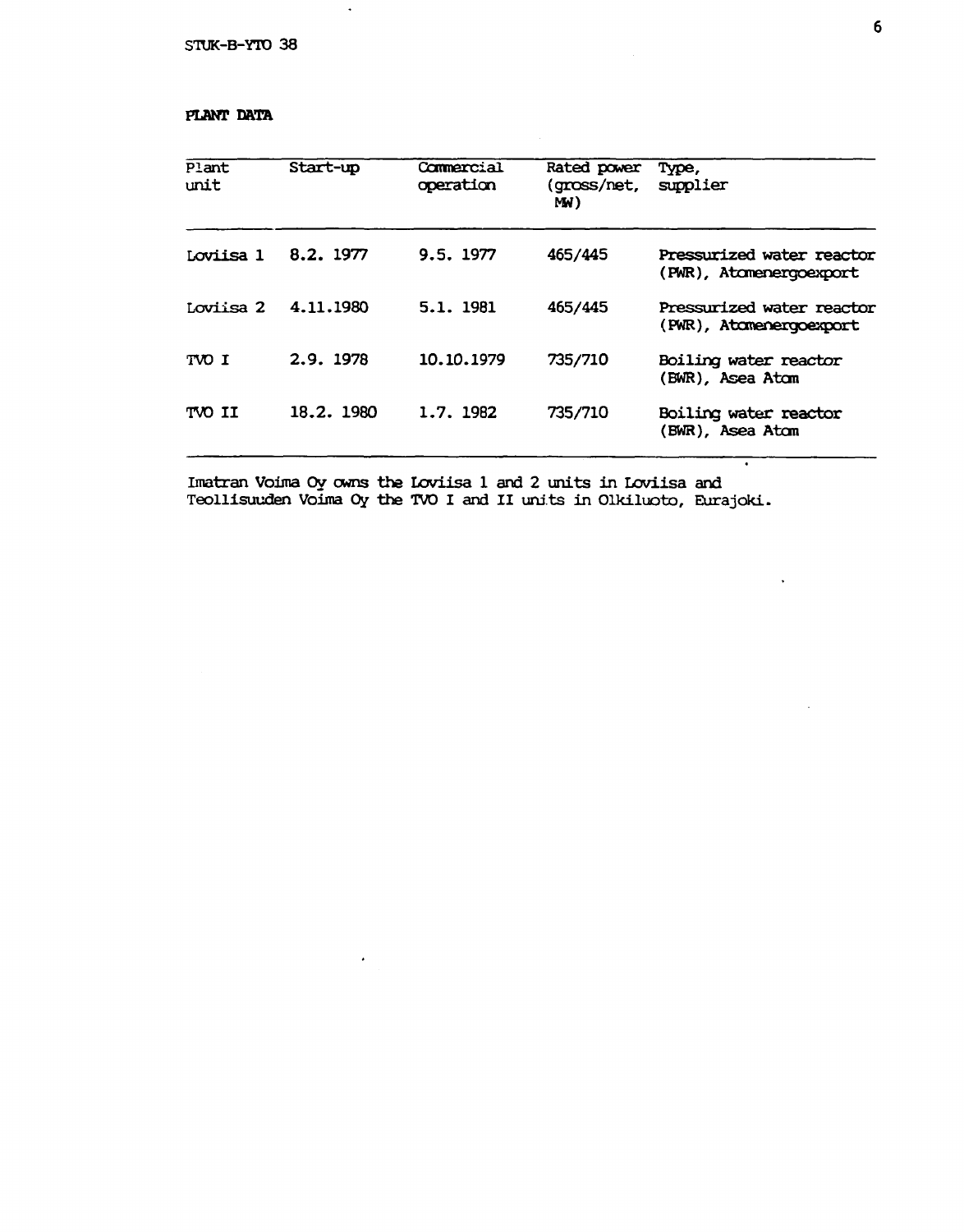## PLANT DATA

| Plant unit | Start-up | Commercial operation | Rated power (gross/net, MW) | Type, supplier |
|---|---|---|---|---|
| Loviisa 1 | 8.2. 1977 | 9.5. 1977 | 465/445 | Pressurized water reactor (PWR), Atomenergoexport |
| Loviisa 2 | 4.11.1980 | 5.1. 1981 | 465/445 | Pressurized water reactor (PWR), Atomenergoexport |
| TVO I | 2.9. 1978 | 10.10.1979 | 735/710 | Boiling water reactor (BWR), Asea Atom |
| TVO II | 18.2. 1980 | 1.7. 1982 | 735/710 | Boiling water reactor (BWR), Asea Atom |

Imatran Voima Oy owns the Loviisa 1 and 2 units in Loviisa and Teollisuuden Voima Oy the TVO I and II units in Olkiluoto, Eurajoki.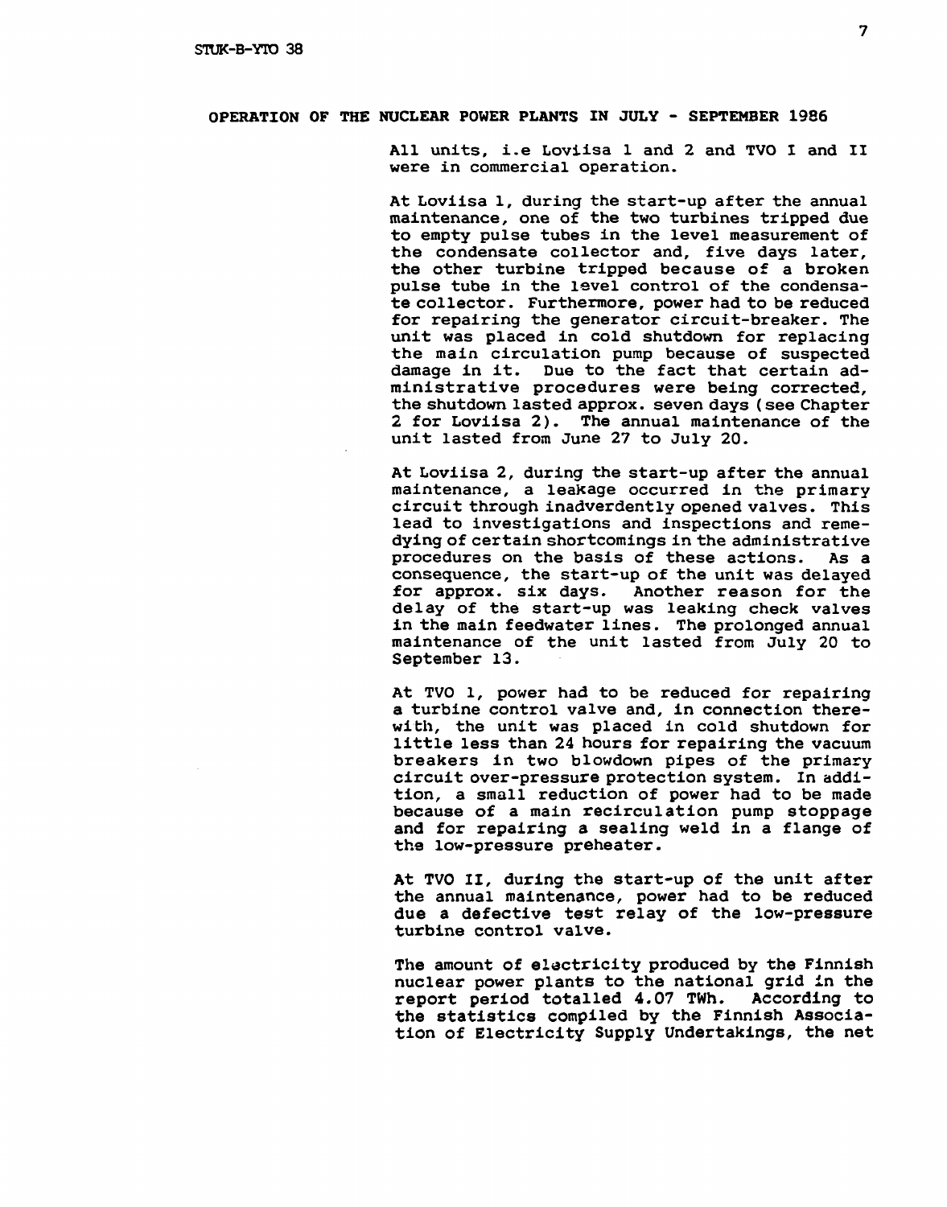## OPERATION OF THE NUCLEAR POWER PLANTS IN JULY - SEPTEMBER 1986

All units, i.e Loviisa 1 and 2 and TVO I and II were in commercial operation.

At Loviisa 1, during the start-up after the annual maintenance, one of the two turbines tripped due to empty pulse tubes in the level measurement of the condensate collector and, five days later, the other turbine tripped because of a broken pulse tube in the level control of the condensate collector. Furthermore, power had to be reduced for repairing the generator circuit-breaker. The unit was placed in cold shutdown for replacing the main circulation pump because of suspected damage in it. Due to the fact that certain administrative procedures were being corrected, the shutdown lasted approx. seven days (see Chapter 2 for Loviisa 2). The annual maintenance of the unit lasted from June 27 to July 20.

At Loviisa 2, during the start-up after the annual maintenance, a leakage occurred in the primary circuit through inadverdently opened valves. This lead to investigations and inspections and remedying of certain shortcomings in the administrative procedures on the basis of these actions. As a consequence, the start-up of the unit was delayed for approx. six days. Another reason for the delay of the start-up was leaking check valves in the main feedwater lines. The prolonged annual maintenance of the unit lasted from July 20 to September 13.

At TVO 1, power had to be reduced for repairing a turbine control valve and, in connection therewith, the unit was placed in cold shutdown for little less than 24 hours for repairing the vacuum breakers in two blowdown pipes of the primary circuit over-pressure protection system. In addition, a small reduction of power had to be made because of a main recirculation pump stoppage and for repairing a sealing weld in a flange of the low-pressure preheater.

At TVO II, during the start-up of the unit after the annual maintenance, power had to be reduced due a defective test relay of the low-pressure turbine control valve.

The amount of electricity produced by the Finnish nuclear power plants to the national grid in the report period totalled 4.07 TWh. According to the statistics compiled by the Finnish Association of Electricity Supply Undertakings, the net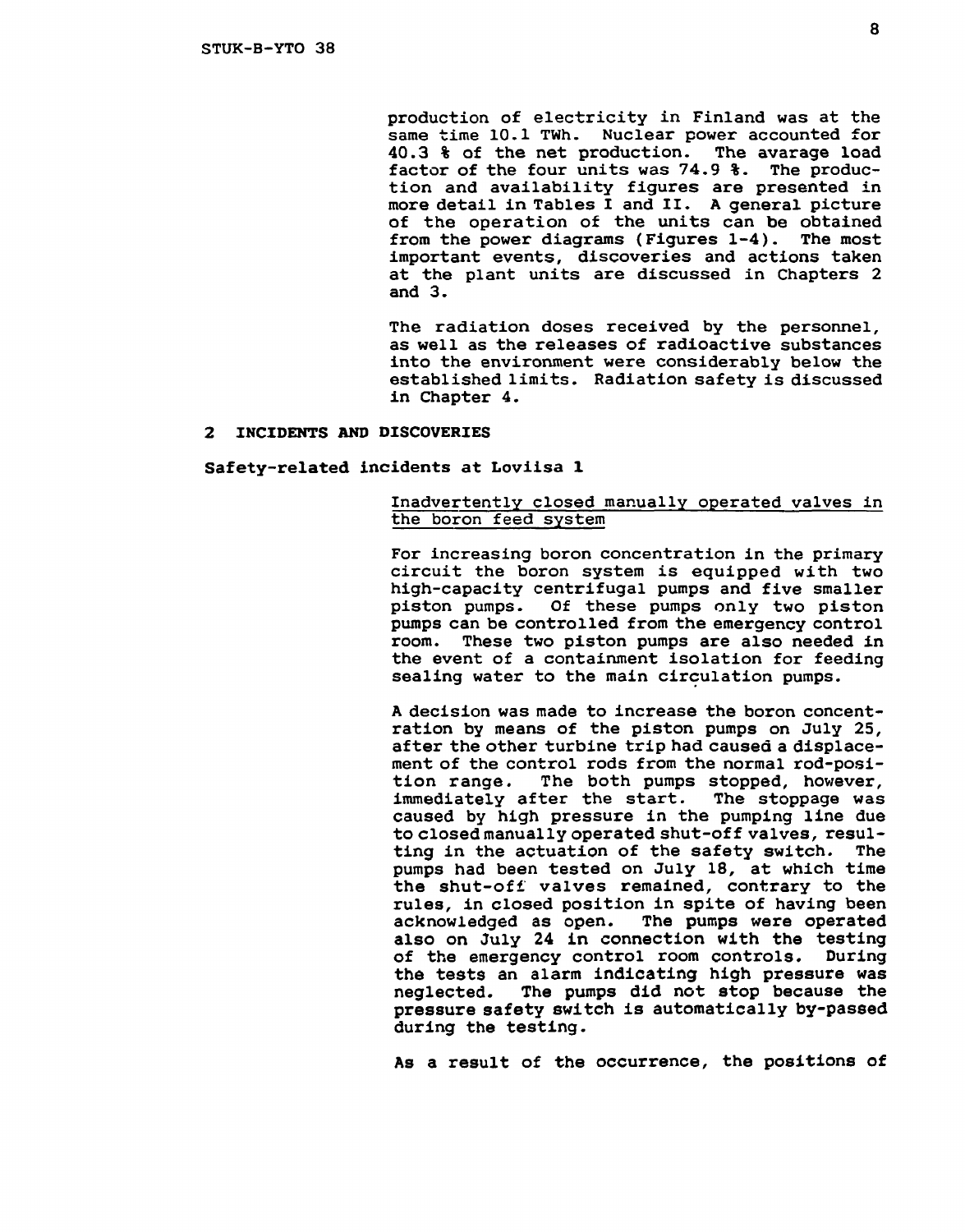production of electricity in Finland was at the same time 10.1 TWh. Nuclear power accounted for 40.3 % of the net production. The avarage load factor of the four units was 74.9 %. The production and availability figures are presented in more detail in Tables I and II. A general picture of the operation of the units can be obtained from the power diagrams (Figures 1-4). The most important events, discoveries and actions taken at the plant units are discussed in Chapters 2 and 3.

The radiation doses received by the personnel, as well as the releases of radioactive substances into the environment were considerably below the established limits. Radiation safety is discussed in Chapter 4.

## 2 INCIDENTS AND DISCOVERIES

### Safety-related incidents at Loviisa 1

#### Inadvertently closed manually operated valves in the boron feed system

For increasing boron concentration in the primary circuit the boron system is equipped with two high-capacity centrifugal pumps and five smaller piston pumps. Of these pumps only two piston pumps can be controlled from the emergency control room. These two piston pumps are also needed in the event of a containment isolation for feeding sealing water to the main circulation pumps.

A decision was made to increase the boron concentration by means of the piston pumps on July 25, after the other turbine trip had caused a displacement of the control rods from the normal rod-position range. The both pumps stopped, however, immediately after the start. The stoppage was caused by high pressure in the pumping line due to closed manually operated shut-off valves, resulting in the actuation of the safety switch. The pumps had been tested on July 18, at which time the shut-off valves remained, contrary to the rules, in closed position in spite of having been acknowledged as open. The pumps were operated also on July 24 in connection with the testing of the emergency control room controls. During the tests an alarm indicating high pressure was neglected. The pumps did not stop because the pressure safety switch is automatically by-passed during the testing.

As a result of the occurrence, the positions of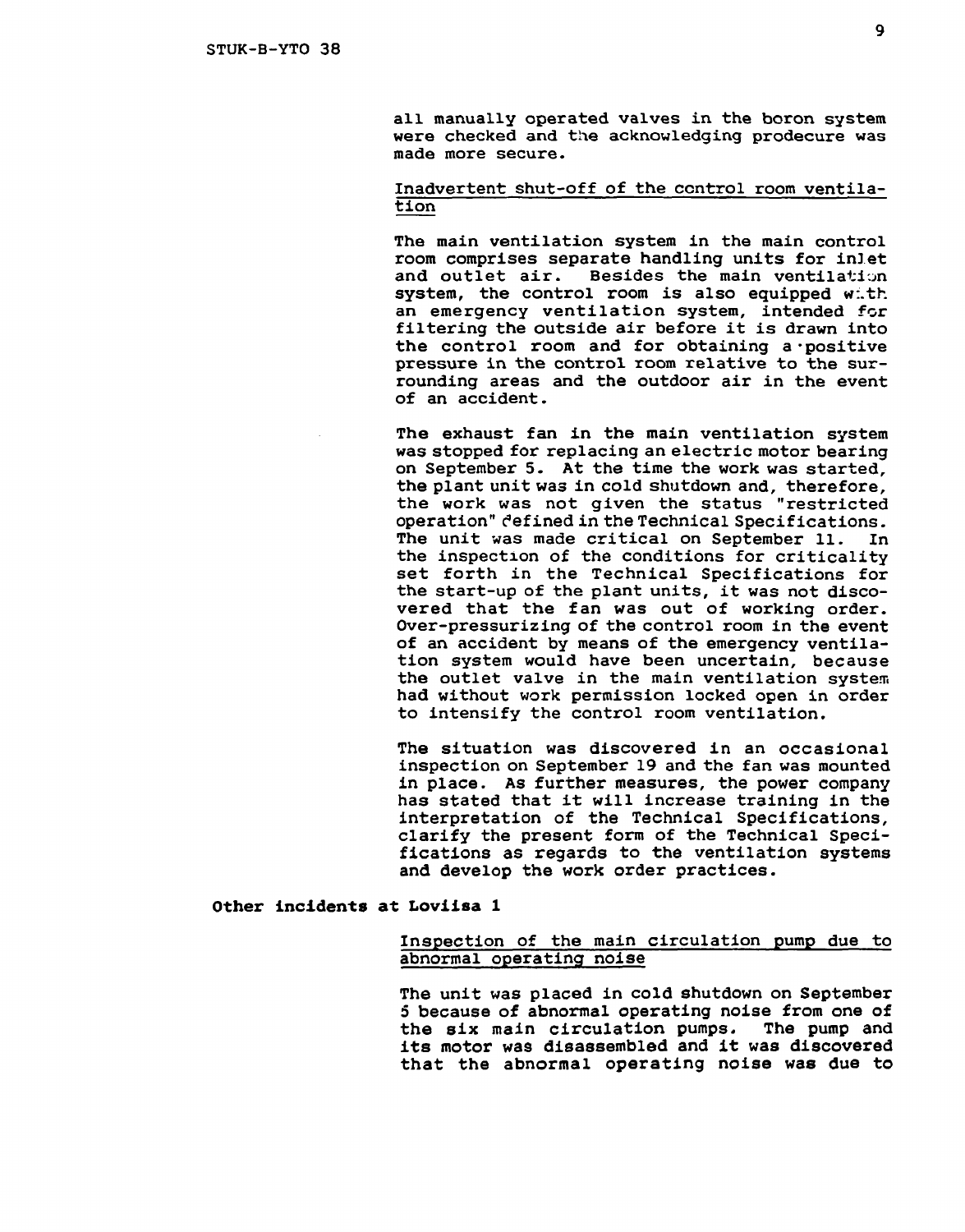all manually operated valves in the boron system were checked and the acknowledging prodecure was made more secure.

Inadvertent shut-off of the control room ventilation

The main ventilation system in the main control room comprises separate handling units for inlet and outlet air. Besides the main ventilation system, the control room is also equipped with an emergency ventilation system, intended for filtering the outside air before it is drawn into the control room and for obtaining a positive pressure in the control room relative to the surrounding areas and the outdoor air in the event of an accident.

The exhaust fan in the main ventilation system was stopped for replacing an electric motor bearing on September 5. At the time the work was started, the plant unit was in cold shutdown and, therefore, the work was not given the status "restricted operation" defined in the Technical Specifications. The unit was made critical on September 11. In the inspection of the conditions for criticality set forth in the Technical Specifications for the start-up of the plant units, it was not discovered that the fan was out of working order. Over-pressurizing of the control room in the event of an accident by means of the emergency ventilation system would have been uncertain, because the outlet valve in the main ventilation system had without work permission locked open in order to intensify the control room ventilation.

The situation was discovered in an occasional inspection on September 19 and the fan was mounted in place. As further measures, the power company has stated that it will increase training in the interpretation of the Technical Specifications, clarify the present form of the Technical Specifications as regards to the ventilation systems and develop the work order practices.

**Other incidents at Loviisa 1**

Inspection of the main circulation pump due to abnormal operating noise

The unit was placed in cold shutdown on September 5 because of abnormal operating noise from one of the six main circulation pumps. The pump and its motor was disassembled and it was discovered that the abnormal operating noise was due to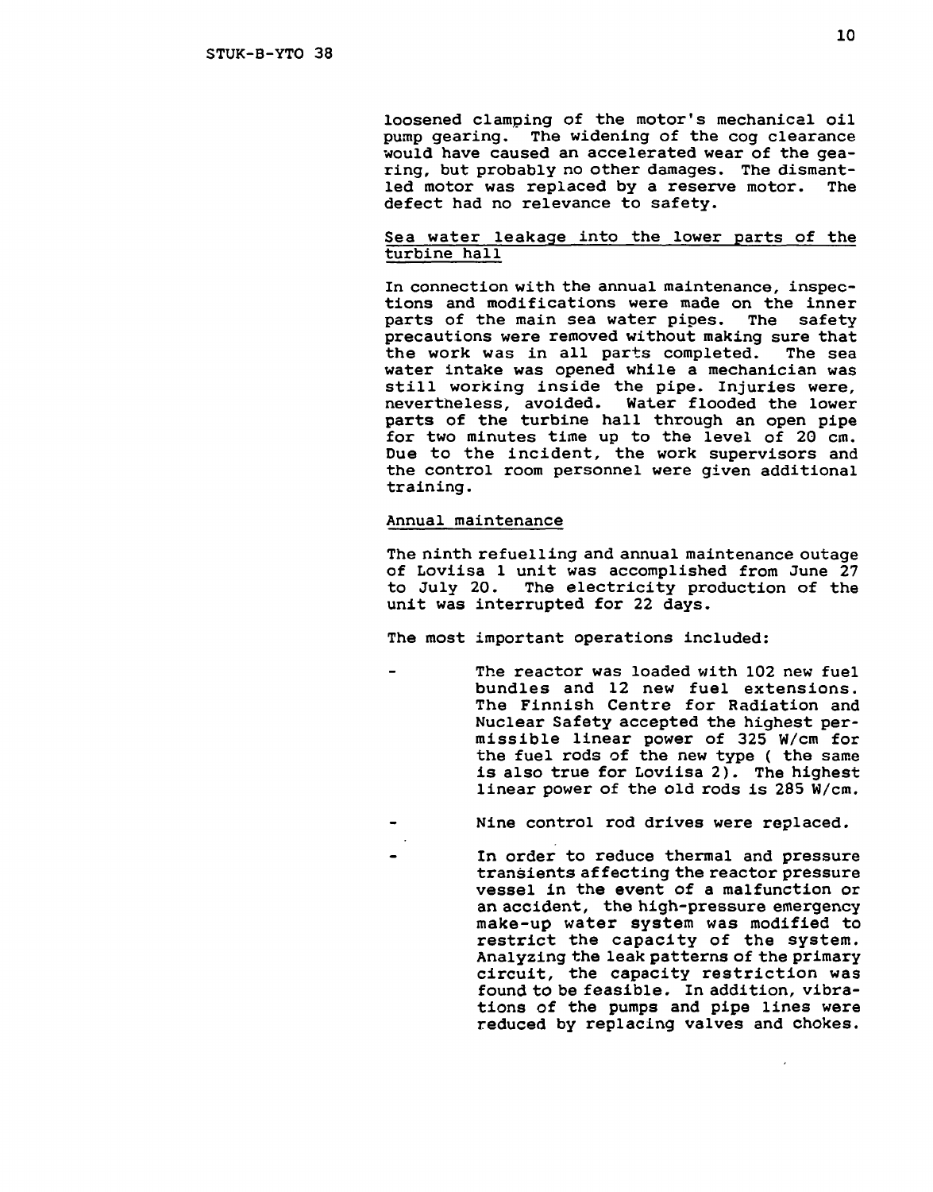loosened clamping of the motor's mechanical oil pump gearing. The widening of the cog clearance would have caused an accelerated wear of the gearing, but probably no other damages. The dismantled motor was replaced by a reserve motor. The defect had no relevance to safety.

### Sea water leakage into the lower parts of the turbine hall

In connection with the annual maintenance, inspections and modifications were made on the inner parts of the main sea water pipes. The safety precautions were removed without making sure that the work was in all parts completed. The sea water intake was opened while a mechanician was still working inside the pipe. Injuries were, nevertheless, avoided. Water flooded the lower parts of the turbine hall through an open pipe for two minutes time up to the level of 20 cm. Due to the incident, the work supervisors and the control room personnel were given additional training.

### Annual maintenance

The ninth refuelling and annual maintenance outage of Loviisa 1 unit was accomplished from June 27 to July 20. The electricity production of the unit was interrupted for 22 days.

The most important operations included:

- The reactor was loaded with 102 new fuel bundles and 12 new fuel extensions. The Finnish Centre for Radiation and Nuclear Safety accepted the highest permissible linear power of 325 W/cm for the fuel rods of the new type ( the same is also true for Loviisa 2). The highest linear power of the old rods is 285 W/cm.
- Nine control rod drives were replaced.
- In order to reduce thermal and pressure transients affecting the reactor pressure vessel in the event of a malfunction or an accident, the high-pressure emergency make-up water system was modified to restrict the capacity of the system. Analyzing the leak patterns of the primary circuit, the capacity restriction was found to be feasible. In addition, vibrations of the pumps and pipe lines were reduced by replacing valves and chokes.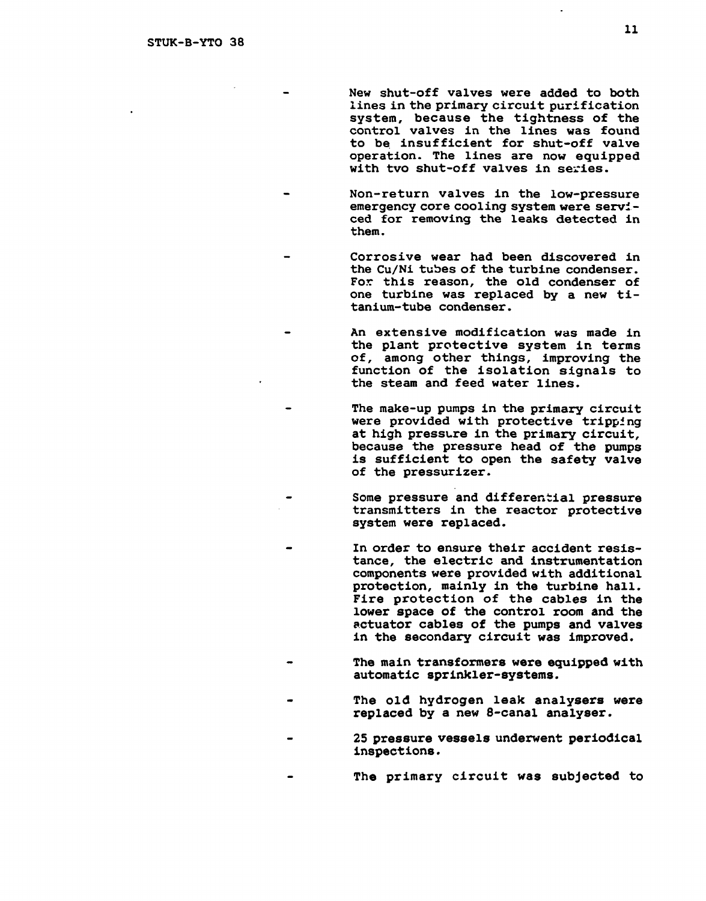- New shut-off valves were added to both lines in the primary circuit purification system, because the tightness of the control valves in the lines was found to be insufficient for shut-off valve operation. The lines are now equipped with tvo shut-off valves in series.

- Non-return valves in the low-pressure emergency core cooling system were serviced for removing the leaks detected in them.

- Corrosive wear had been discovered in the Cu/Ni tubes of the turbine condenser. For this reason, the old condenser of one turbine was replaced by a new titanium-tube condenser.

- An extensive modification was made in the plant protective system in terms of, among other things, improving the function of the isolation signals to the steam and feed water lines.

- The make-up pumps in the primary circuit were provided with protective tripping at high pressure in the primary circuit, because the pressure head of the pumps is sufficient to open the safety valve of the pressurizer.

- Some pressure and differential pressure transmitters in the reactor protective system were replaced.

- In order to ensure their accident resistance, the electric and instrumentation components were provided with additional protection, mainly in the turbine hall. Fire protection of the cables in the lower space of the control room and the actuator cables of the pumps and valves in the secondary circuit was improved.

- The main transformers were equipped with automatic sprinkler-systems.

- The old hydrogen leak analysers were replaced by a new 8-canal analyser.

- 25 pressure vessels underwent periodical inspections.

- The primary circuit was subjected to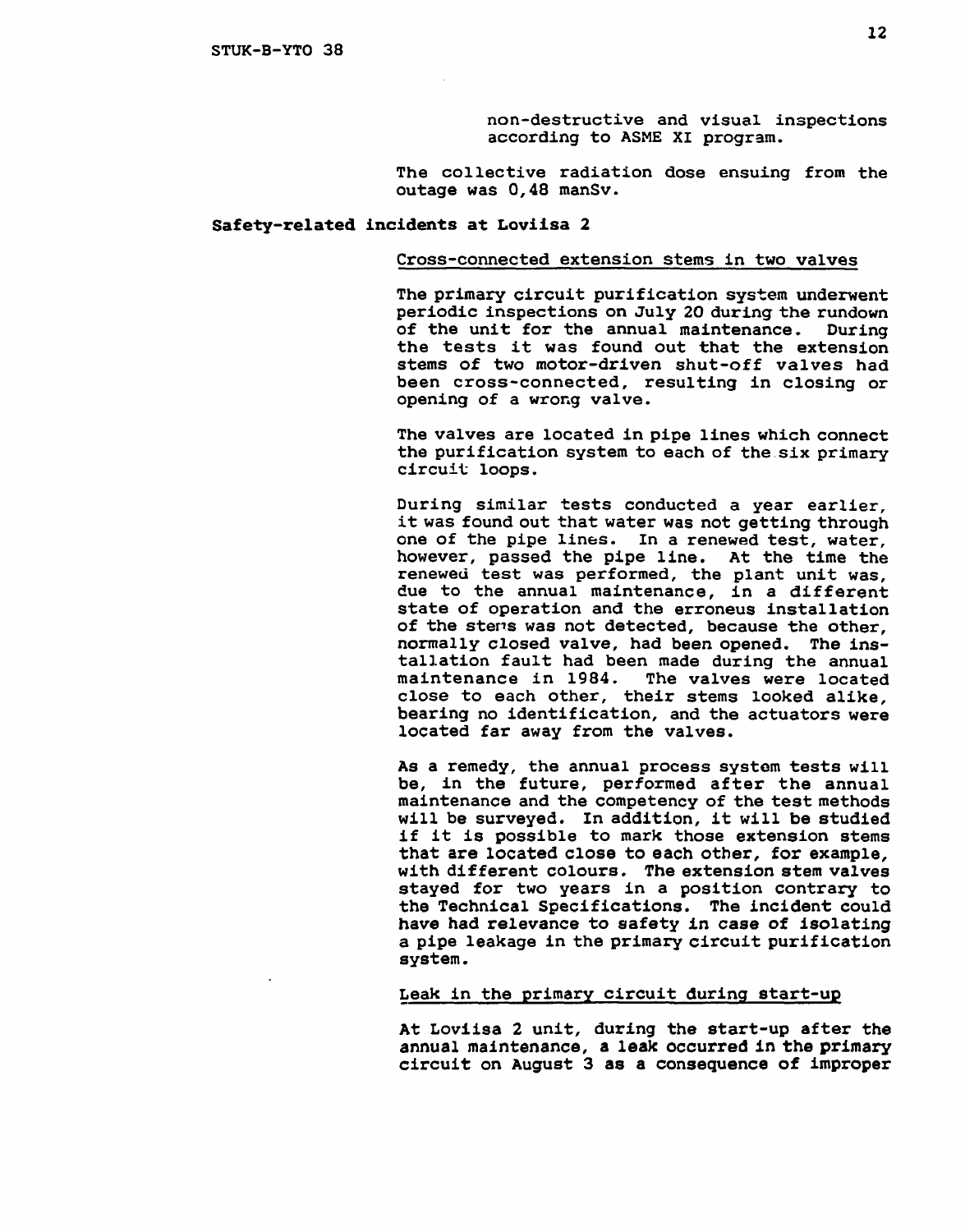non-destructive and visual inspections according to ASME XI program.

The collective radiation dose ensuing from the outage was 0,48 manSv.

## Safety-related incidents at Loviisa 2

### Cross-connected extension stems in two valves

The primary circuit purification system underwent periodic inspections on July 20 during the rundown of the unit for the annual maintenance. During the tests it was found out that the extension stems of two motor-driven shut-off valves had been cross-connected, resulting in closing or opening of a wrong valve.

The valves are located in pipe lines which connect the purification system to each of the six primary circuit loops.

During similar tests conducted a year earlier, it was found out that water was not getting through one of the pipe lines. In a renewed test, water, however, passed the pipe line. At the time the renewed test was performed, the plant unit was, due to the annual maintenance, in a different state of operation and the erroneus installation of the stems was not detected, because the other, normally closed valve, had been opened. The installation fault had been made during the annual maintenance in 1984. The valves were located close to each other, their stems looked alike, bearing no identification, and the actuators were located far away from the valves.

As a remedy, the annual process system tests will be, in the future, performed after the annual maintenance and the competency of the test methods will be surveyed. In addition, it will be studied if it is possible to mark those extension stems that are located close to each other, for example, with different colours. The extension stem valves stayed for two years in a position contrary to the Technical Specifications. The incident could have had relevance to safety in case of isolating a pipe leakage in the primary circuit purification system.

### Leak in the primary circuit during start-up

At Loviisa 2 unit, during the start-up after the annual maintenance, a leak occurred in the primary circuit on August 3 as a consequence of improper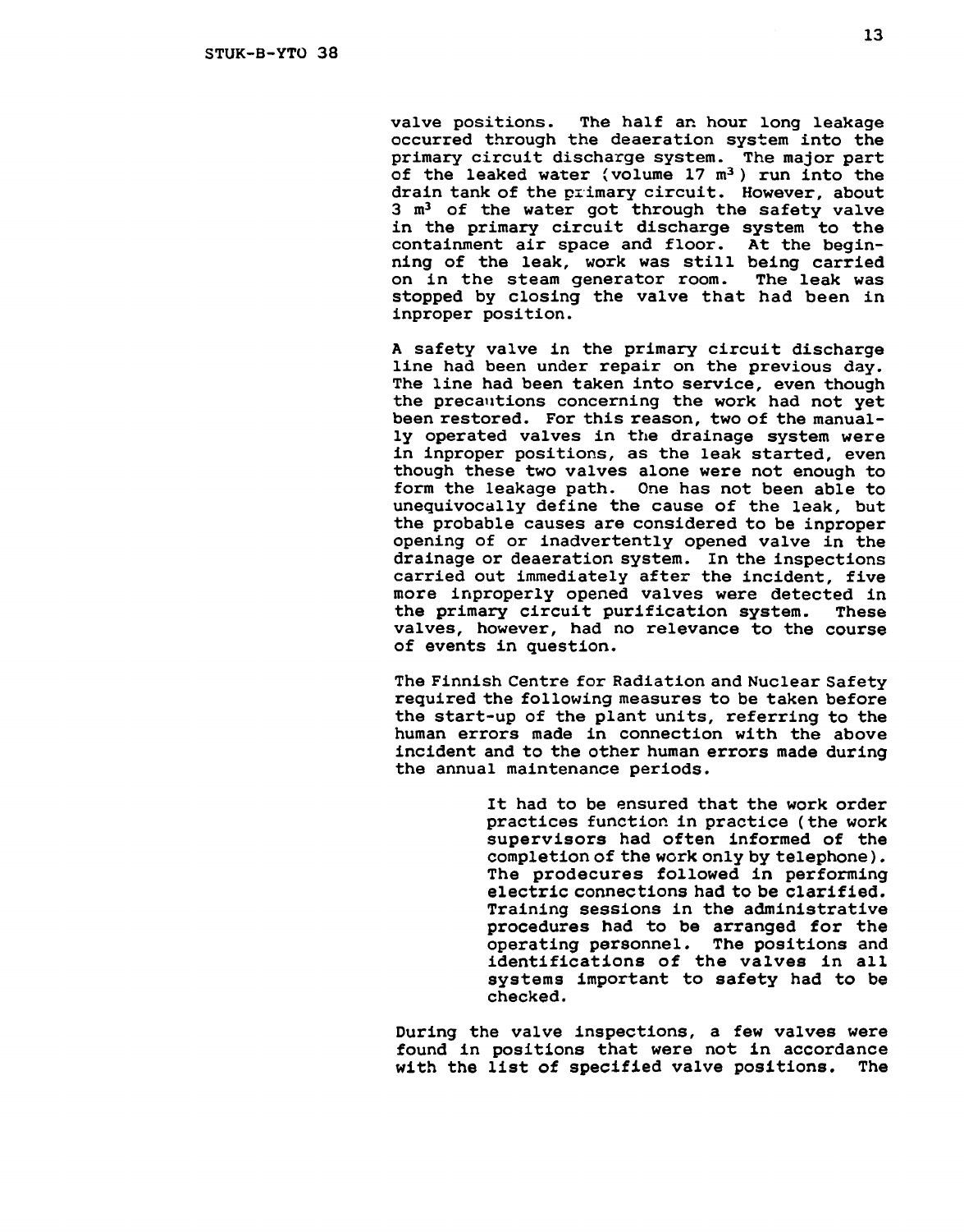valve positions. The half an hour long leakage occurred through the deaeration system into the primary circuit discharge system. The major part of the leaked water (volume 17 $m^3$) run into the drain tank of the primary circuit. However, about 3 $m^3$ of the water got through the safety valve in the primary circuit discharge system to the containment air space and floor. At the beginning of the leak, work was still being carried on in the steam generator room. The leak was stopped by closing the valve that had been in inproper position.

A safety valve in the primary circuit discharge line had been under repair on the previous day. The line had been taken into service, even though the precautions concerning the work had not yet been restored. For this reason, two of the manually operated valves in the drainage system were in inproper positions, as the leak started, even though these two valves alone were not enough to form the leakage path. One has not been able to unequivocally define the cause of the leak, but the probable causes are considered to be inproper opening of or inadvertently opened valve in the drainage or deaeration system. In the inspections carried out immediately after the incident, five more inproperly opened valves were detected in the primary circuit purification system. These valves, however, had no relevance to the course of events in question.

The Finnish Centre for Radiation and Nuclear Safety required the following measures to be taken before the start-up of the plant units, referring to the human errors made in connection with the above incident and to the other human errors made during the annual maintenance periods.

> It had to be ensured that the work order practices function in practice (the work supervisors had often informed of the completion of the work only by telephone). The prodecures followed in performing electric connections had to be clarified. Training sessions in the administrative procedures had to be arranged for the operating personnel. The positions and identifications of the valves in all systems important to safety had to be checked.

During the valve inspections, a few valves were found in positions that were not in accordance with the list of specified valve positions. The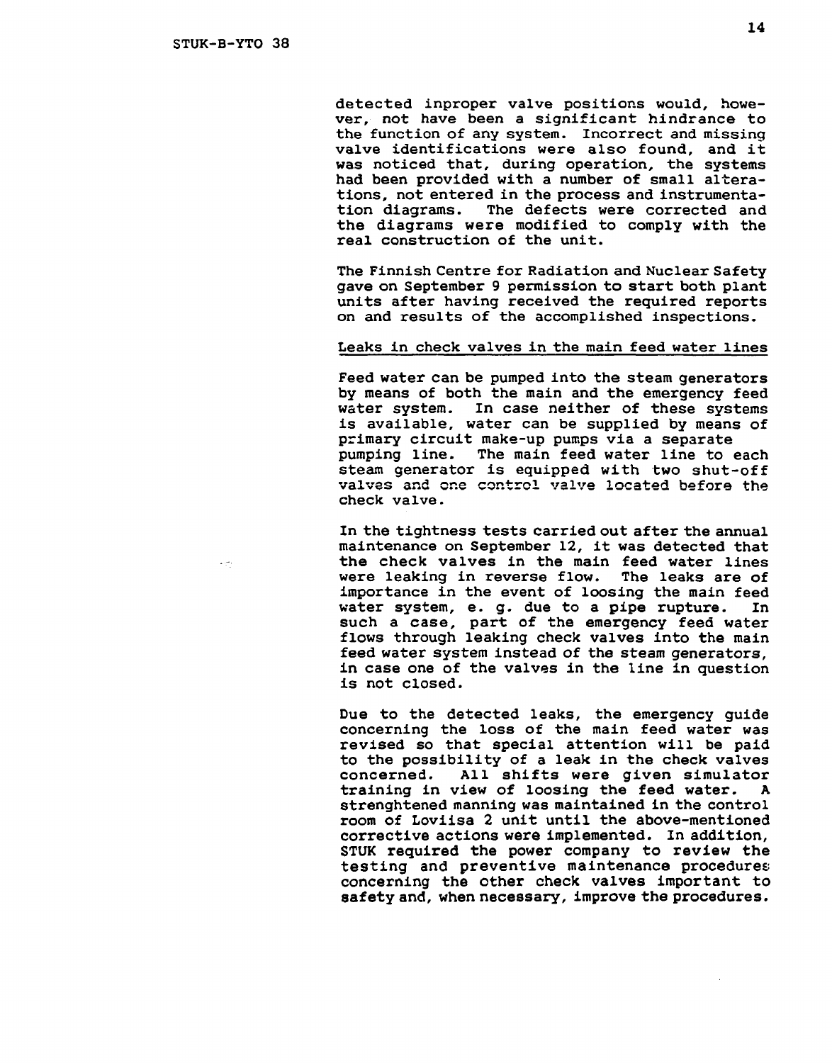detected inproper valve positions would, however, not have been a significant hindrance to the function of any system. Incorrect and missing valve identifications were also found, and it was noticed that, during operation, the systems had been provided with a number of small alterations, not entered in the process and instrumentation diagrams. The defects were corrected and the diagrams were modified to comply with the real construction of the unit.

The Finnish Centre for Radiation and Nuclear Safety gave on September 9 permission to start both plant units after having received the required reports on and results of the accomplished inspections.

Leaks in check valves in the main feed water lines

Feed water can be pumped into the steam generators by means of both the main and the emergency feed water system. In case neither of these systems is available, water can be supplied by means of primary circuit make-up pumps via a separate pumping line. The main feed water line to each steam generator is equipped with two shut-off valves and one control valve located before the check valve.

In the tightness tests carried out after the annual maintenance on September 12, it was detected that the check valves in the main feed water lines were leaking in reverse flow. The leaks are of importance in the event of loosing the main feed water system, e. g. due to a pipe rupture. In such a case, part of the emergency feed water flows through leaking check valves into the main feed water system instead of the steam generators, in case one of the valves in the line in question is not closed.

Due to the detected leaks, the emergency guide concerning the loss of the main feed water was revised so that special attention will be paid to the possibility of a leak in the check valves concerned. All shifts were given simulator training in view of loosing the feed water. A strenghtened manning was maintained in the control room of Loviisa 2 unit until the above-mentioned corrective actions were implemented. In addition, STUK required the power company to review the testing and preventive maintenance procedures concerning the other check valves important to safety and, when necessary, improve the procedures.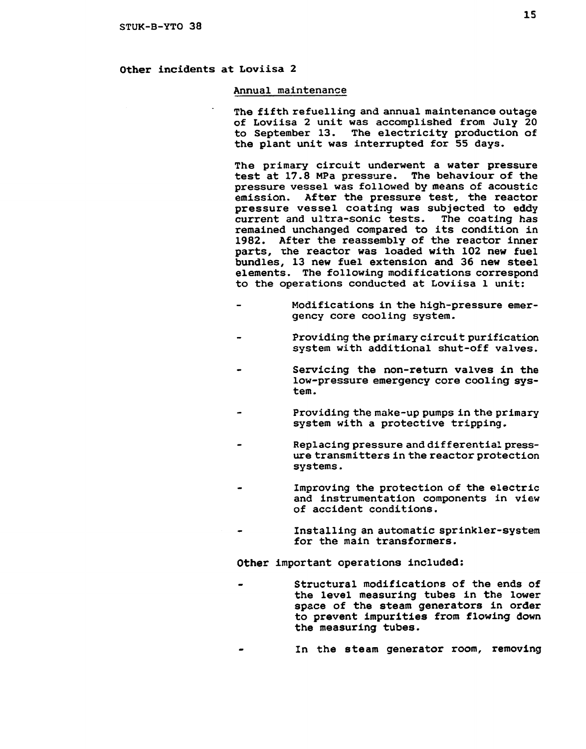## Other incidents at Loviisa 2

### Annual maintenance

The fifth refuelling and annual maintenance outage of Loviisa 2 unit was accomplished from July 20 to September 13. The electricity production of the plant unit was interrupted for 55 days.

The primary circuit underwent a water pressure test at 17.8 MPa pressure. The behaviour of the pressure vessel was followed by means of acoustic emission. After the pressure test, the reactor pressure vessel coating was subjected to eddy current and ultra-sonic tests. The coating has remained unchanged compared to its condition in 1982. After the reassembly of the reactor inner parts, the reactor was loaded with 102 new fuel bundles, 13 new fuel extension and 36 new steel elements. The following modifications correspond to the operations conducted at Loviisa 1 unit:

- Modifications in the high-pressure emergency core cooling system.
- Providing the primary circuit purification system with additional shut-off valves.
- Servicing the non-return valves in the low-pressure emergency core cooling system.
- Providing the make-up pumps in the primary system with a protective tripping.
- Replacing pressure and differential pressure transmitters in the reactor protection systems.
- Improving the protection of the electric and instrumentation components in view of accident conditions.
- Installing an automatic sprinkler-system for the main transformers.

Other important operations included:

- Structural modifications of the ends of the level measuring tubes in the lower space of the steam generators in order to prevent impurities from flowing down the measuring tubes.
- In the steam generator room, removing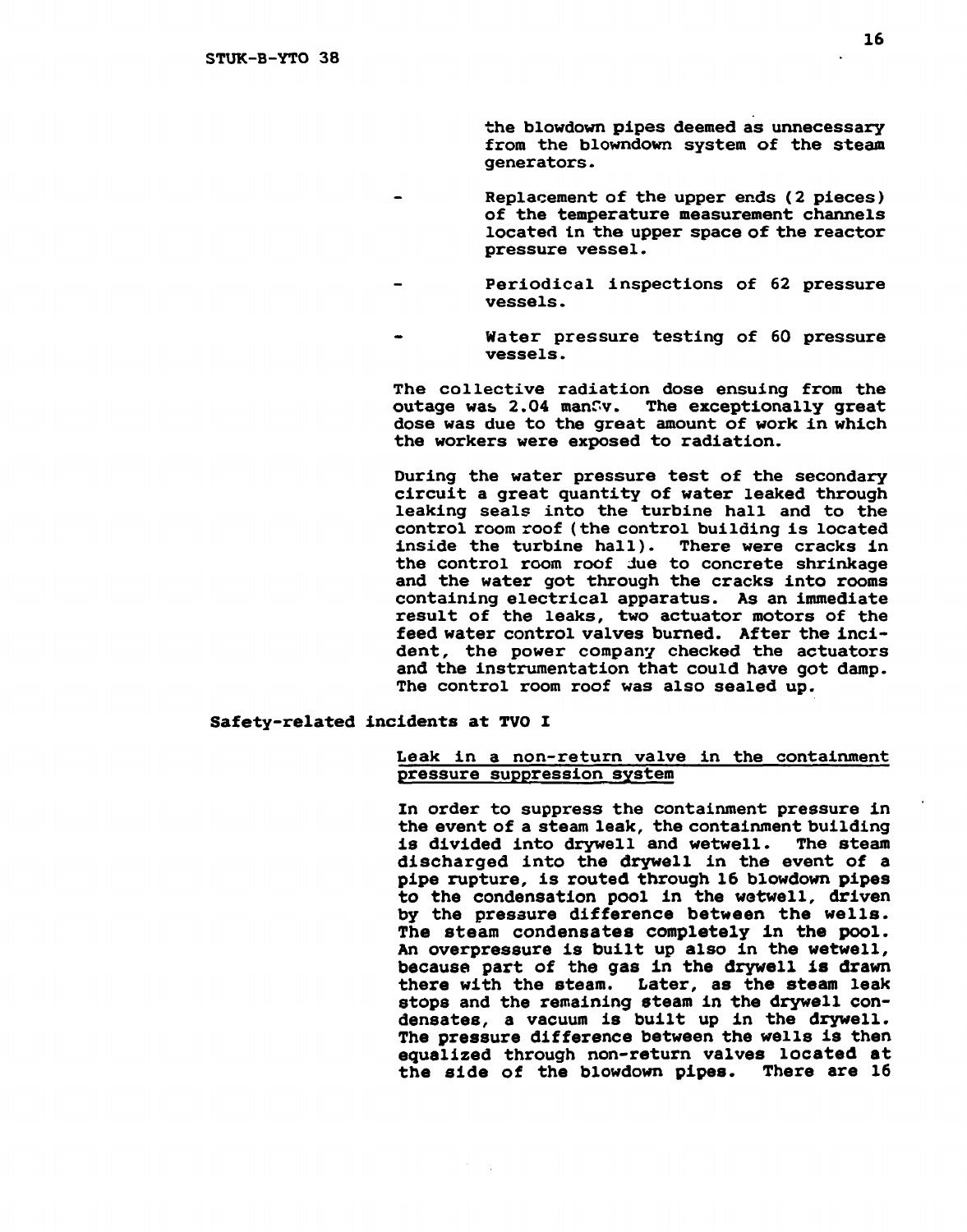the blowdown pipes deemed as unnecessary from the blowndown system of the steam generators.

- Replacement of the upper ends (2 pieces) of the temperature measurement channels located in the upper space of the reactor pressure vessel.
- Periodical inspections of 62 pressure vessels.
- Water pressure testing of 60 pressure vessels.

The collective radiation dose ensuing from the outage was 2.04 manSv. The exceptionally great dose was due to the great amount of work in which the workers were exposed to radiation.

During the water pressure test of the secondary circuit a great quantity of water leaked through leaking seals into the turbine hall and to the control room roof (the control building is located inside the turbine hall). There were cracks in the control room roof due to concrete shrinkage and the water got through the cracks into rooms containing electrical apparatus. As an immediate result of the leaks, two actuator motors of the feed water control valves burned. After the incident, the power company checked the actuators and the instrumentation that could have got damp. The control room roof was also sealed up.

## Safety-related incidents at TVO I

### Leak in a non-return valve in the containment pressure suppression system

In order to suppress the containment pressure in the event of a steam leak, the containment building is divided into drywell and wetwell. The steam discharged into the drywell in the event of a pipe rupture, is routed through 16 blowdown pipes to the condensation pool in the wetwell, driven by the pressure difference between the wells. The steam condensates completely in the pool. An overpressure is built up also in the wetwell, because part of the gas in the drywell is drawn there with the steam. Later, as the steam leak stops and the remaining steam in the drywell condensates, a vacuum is built up in the drywell. The pressure difference between the wells is then equalized through non-return valves located at the side of the blowdown pipes. There are 16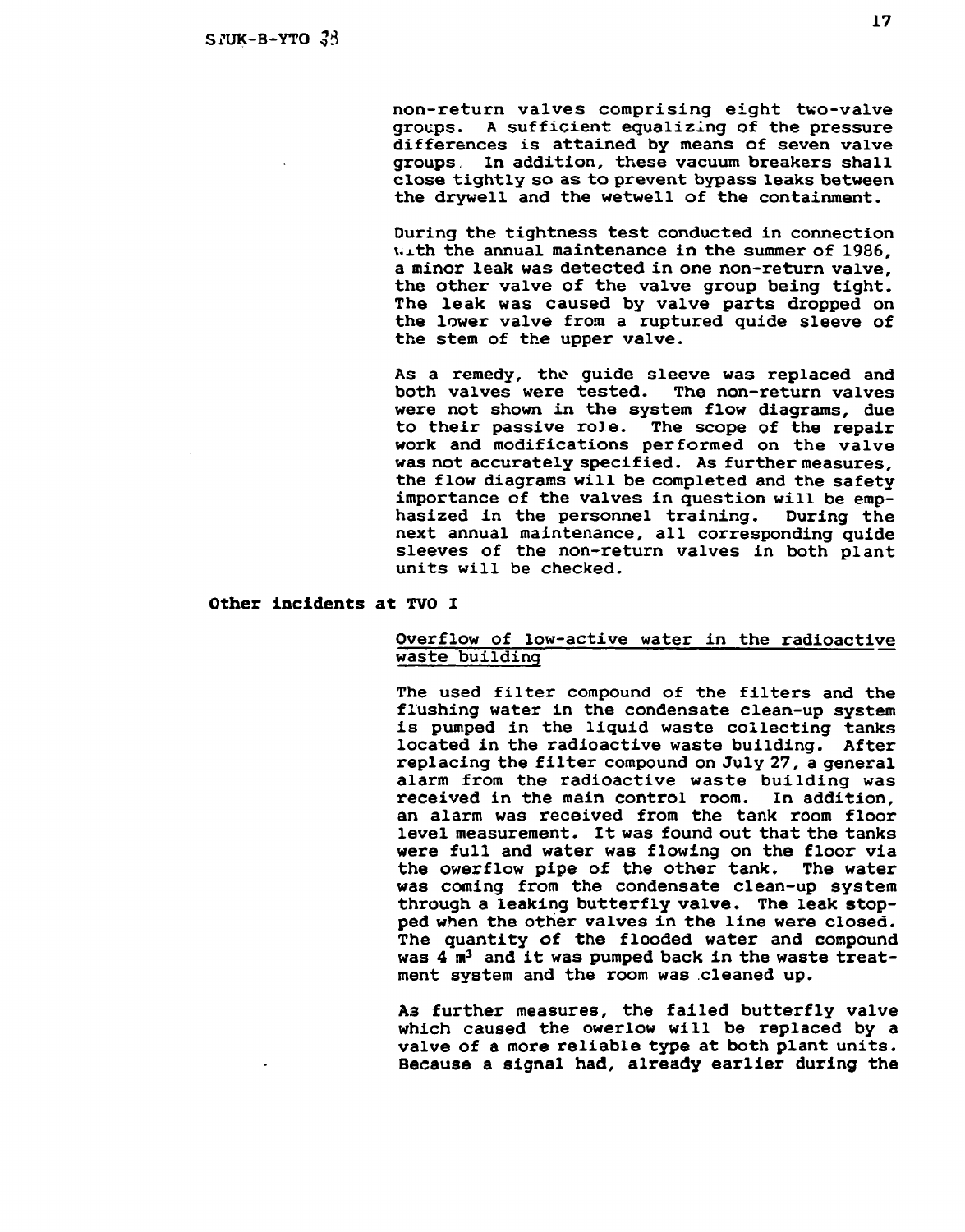non-return valves comprising eight two-valve groups. A sufficient equalizing of the pressure differences is attained by means of seven valve groups. In addition, these vacuum breakers shall close tightly so as to prevent bypass leaks between the drywell and the wetwell of the containment.

During the tightness test conducted in connection with the annual maintenance in the summer of 1986, a minor leak was detected in one non-return valve, the other valve of the valve group being tight. The leak was caused by valve parts dropped on the lower valve from a ruptured guide sleeve of the stem of the upper valve.

As a remedy, the guide sleeve was replaced and both valves were tested. The non-return valves were not shown in the system flow diagrams, due to their passive role. The scope of the repair work and modifications performed on the valve was not accurately specified. As further measures, the flow diagrams will be completed and the safety importance of the valves in question will be emphasized in the personnel training. During the next annual maintenance, all corresponding guide sleeves of the non-return valves in both plant units will be checked.

## Other incidents at TVO I

### Overflow of low-active water in the radioactive waste building

The used filter compound of the filters and the flushing water in the condensate clean-up system is pumped in the liquid waste collecting tanks located in the radioactive waste building. After replacing the filter compound on July 27, a general alarm from the radioactive waste building was received in the main control room. In addition, an alarm was received from the tank room floor level measurement. It was found out that the tanks were full and water was flowing on the floor via the owerflow pipe of the other tank. The water was coming from the condensate clean-up system through a leaking butterfly valve. The leak stopped when the other valves in the line were closed. The quantity of the flooded water and compound was 4 $m^3$ and it was pumped back in the waste treatment system and the room was cleaned up.

As further measures, the failed butterfly valve which caused the owerlow will be replaced by a valve of a more reliable type at both plant units. Because a signal had, already earlier during the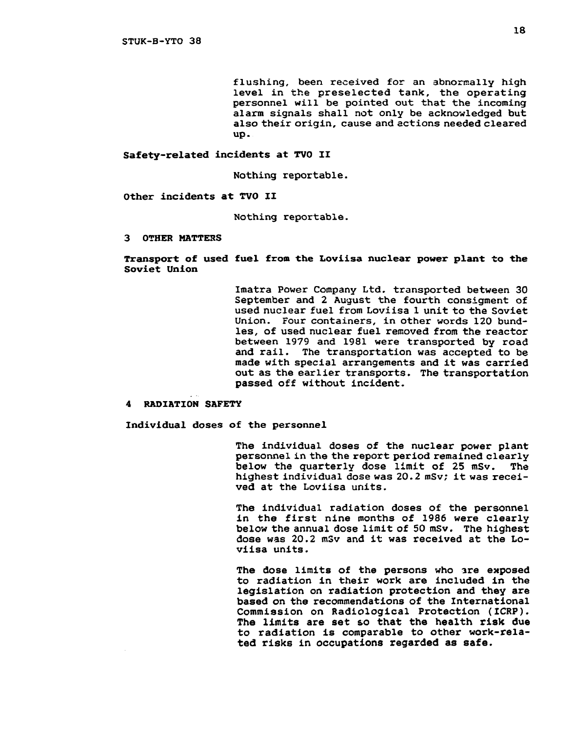flushing, been received for an abnormally high level in the preselected tank, the operating personnel will be pointed out that the incoming alarm signals shall not only be acknowledged but also their origin, cause and actions needed cleared up.

**Safety-related incidents at TVO II**

Nothing reportable.

**Other incidents at TVO II**

Nothing reportable.

## 3 OTHER MATTERS

**Transport of used fuel from the Loviisa nuclear power plant to the Soviet Union**

Imatra Power Company Ltd. transported between 30 September and 2 August the fourth consigment of used nuclear fuel from Loviisa 1 unit to the Soviet Union. Four containers, in other words 120 bundles, of used nuclear fuel removed from the reactor between 1979 and 1981 were transported by road and rail. The transportation was accepted to be made with special arrangements and it was carried out as the earlier transports. The transportation passed off without incident.

## 4 RADIATION SAFETY

**Individual doses of the personnel**

The individual doses of the nuclear power plant personnel in the the report period remained clearly below the quarterly dose limit of 25 mSv. The highest individual dose was 20.2 mSv; it was received at the Loviisa units.

The individual radiation doses of the personnel in the first nine months of 1986 were clearly below the annual dose limit of 50 mSv. The highest dose was 20.2 mSv and it was received at the Loviisa units.

**The dose limits of the persons who are exposed to radiation in their work are included in the legislation on radiation protection and they are based on the recommendations of the International Commission on Radiological Protection (ICRP). The limits are set so that the health risk due to radiation is comparable to other work-related risks in occupations regarded as safe.**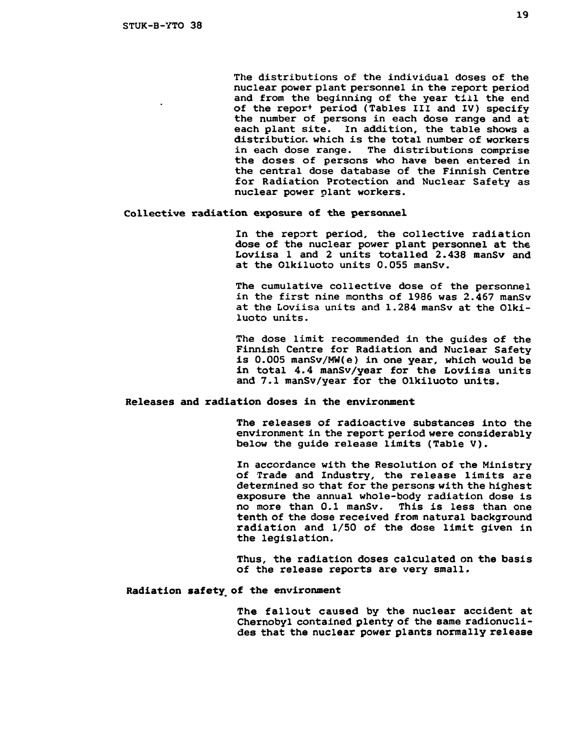The distributions of the individual doses of the nuclear power plant personnel in the report period and from the beginning of the year till the end of the report period (Tables III and IV) specify the number of persons in each dose range and at each plant site. In addition, the table shows a distribution which is the total number of workers in each dose range. The distributions comprise the doses of persons who have been entered in the central dose database of the Finnish Centre for Radiation Protection and Nuclear Safety as nuclear power plant workers.

## Collective radiation exposure of the personnel

In the report period, the collective radiation dose of the nuclear power plant personnel at the Loviisa 1 and 2 units totalled 2.438 manSv and at the Olkiluoto units 0.055 manSv.

The cumulative collective dose of the personnel in the first nine months of 1986 was 2.467 manSv at the Loviisa units and 1.284 manSv at the Olkiluoto units.

The dose limit recommended in the guides of the Finnish Centre for Radiation and Nuclear Safety is 0.005 manSv/MW(e) in one year, which would be in total 4.4 manSv/year for the Loviisa units and 7.1 manSv/year for the Olkiluoto units.

## Releases and radiation doses in the environment

The releases of radioactive substances into the environment in the report period were considerably below the guide release limits (Table V).

In accordance with the Resolution of the Ministry of Trade and Industry, the release limits are determined so that for the persons with the highest exposure the annual whole-body radiation dose is no more than 0.1 manSv. This is less than one tenth of the dose received from natural background radiation and 1/50 of the dose limit given in the legislation.

Thus, the radiation doses calculated on the basis of the release reports are very small.

## Radiation safety of the environment

The fallout caused by the nuclear accident at Chernobyl contained plenty of the same radionuclides that the nuclear power plants normally release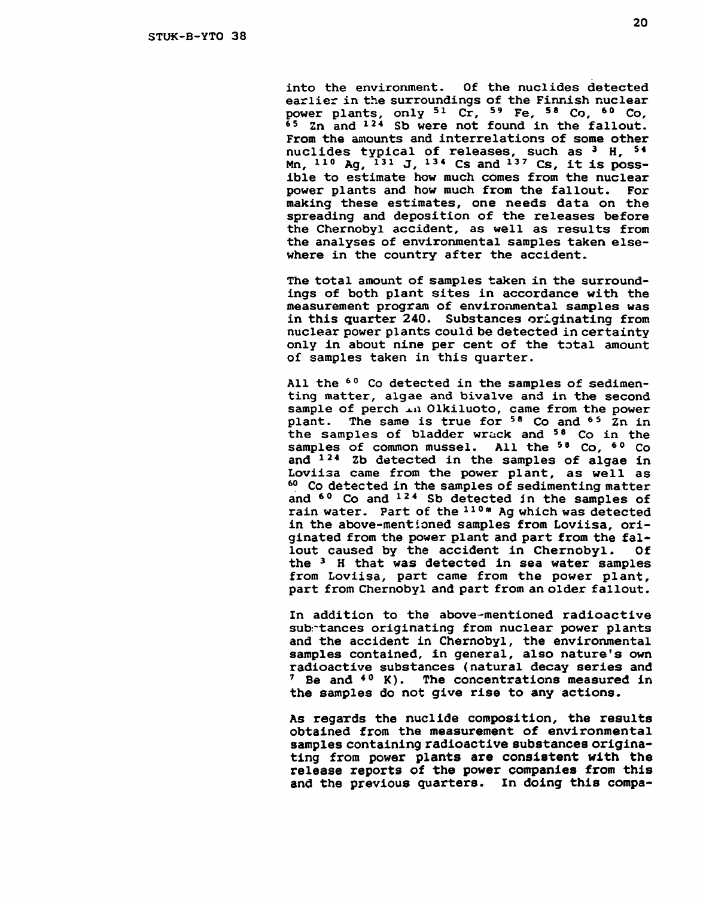into the environment. Of the nuclides detected earlier in the surroundings of the Finnish nuclear power plants, only $^{51}$ Cr, $^{59}$ Fe, $^{58}$ Co, $^{60}$ Co, $^{65}$ Zn and $^{124}$ Sb were not found in the fallout. From the amounts and interrelations of some other nuclides typical of releases, such as $^{3}$ H, $^{54}$ Mn, $^{110}$ Ag, $^{131}$ J, $^{134}$ Cs and $^{137}$ Cs, it is possible to estimate how much comes from the nuclear power plants and how much from the fallout. For making these estimates, one needs data on the spreading and deposition of the releases before the Chernobyl accident, as well as results from the analyses of environmental samples taken elsewhere in the country after the accident.

The total amount of samples taken in the surroundings of both plant sites in accordance with the measurement program of environmental samples was in this quarter 240. Substances originating from nuclear power plants could be detected in certainty only in about nine per cent of the total amount of samples taken in this quarter.

All the $^{60}$ Co detected in the samples of sedimenting matter, algae and bivalve and in the second sample of perch in Olkiluoto, came from the power plant. The same is true for $^{58}$ Co and $^{65}$ Zn in the samples of bladder wrack and $^{58}$ Co in the samples of common mussel. All the $^{58}$ Co, $^{60}$ Co and $^{124}$ Zb detected in the samples of algae in Loviisa came from the power plant, as well as $^{60}$ Co detected in the samples of sedimenting matter and $^{60}$ Co and $^{124}$ Sb detected in the samples of rain water. Part of the $^{110m}$ Ag which was detected in the above-mentioned samples from Loviisa, originated from the power plant and part from the fallout caused by the accident in Chernobyl. Of the $^{3}$ H that was detected in sea water samples from Loviisa, part came from the power plant, part from Chernobyl and part from an older fallout.

In addition to the above-mentioned radioactive substances originating from nuclear power plants and the accident in Chernobyl, the environmental samples contained, in general, also nature's own radioactive substances (natural decay series and $^{7}$ Be and $^{40}$ K). The concentrations measured in the samples do not give rise to any actions.

As regards the nuclide composition, the results obtained from the measurement of environmental samples containing radioactive substances originating from power plants are consistent with the release reports of the power companies from this and the previous quarters. In doing this compa-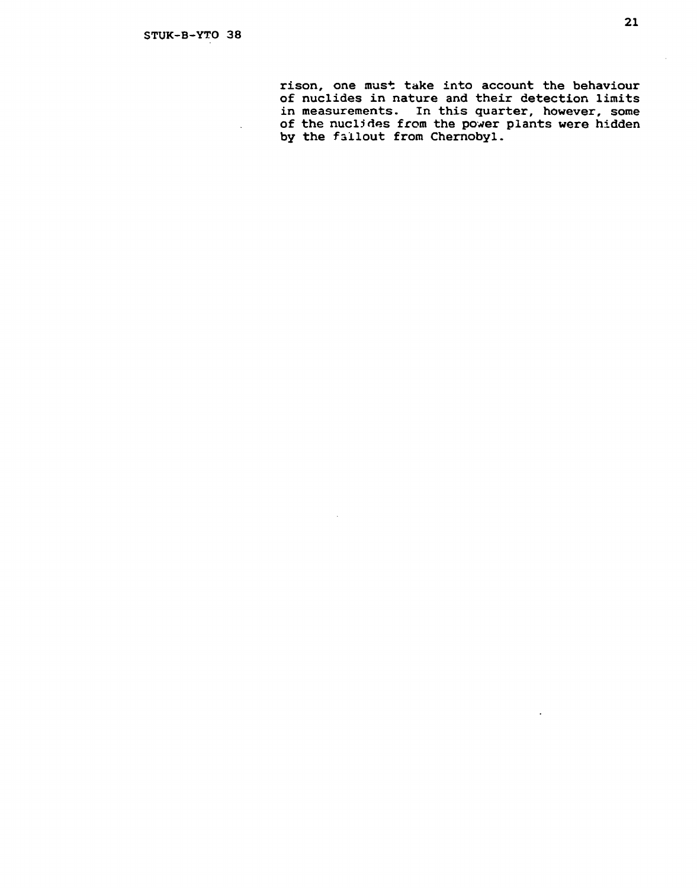rison, one must take into account the behaviour of nuclides in nature and their detection limits in measurements. In this quarter, however, some of the nuclides from the power plants were hidden by the fallout from Chernobyl.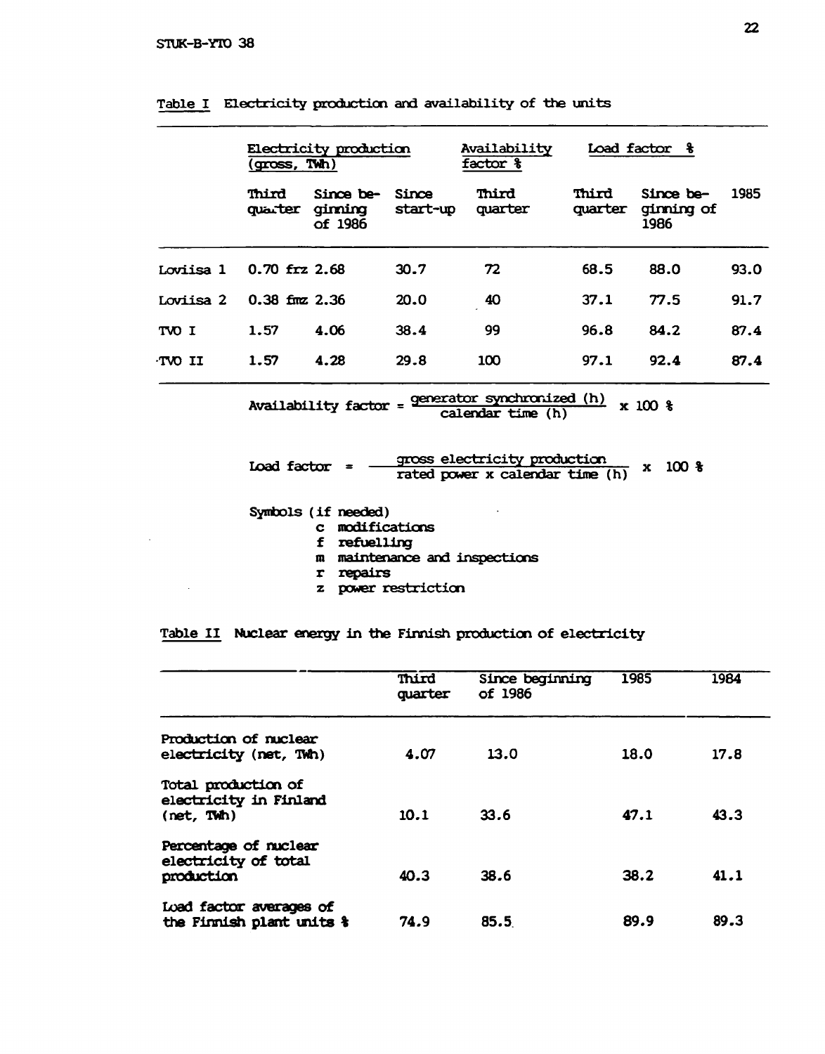Table I Electricity production and availability of the units

| | Electricity production (gross, TWh) | | | Availability factor % | Load factor % | | |
|---|---|---|---|---|---|---|---|
| | Third quarter | Since beginning of 1986 | Since start-up | Third quarter | Third quarter | Since beginning of 1986 | 1985 |
| Loviisa 1 | 0.70 frz | 2.68 | 30.7 | 72 | 68.5 | 88.0 | 93.0 |
| Loviisa 2 | 0.38 fmz | 2.36 | 20.0 | 40 | 37.1 | 77.5 | 91.7 |
| TVO I | 1.57 | 4.06 | 38.4 | 99 | 96.8 | 84.2 | 87.4 |
| TVO II | 1.57 | 4.28 | 29.8 | 100 | 97.1 | 92.4 | 87.4 |

$$\text{Availability factor} = \frac{\text{generator synchronized (h)}}{\text{calendar time (h)}} \times 100\ \%$$

$$\text{Load factor} = \frac{\text{gross electricity production}}{\text{rated power x calendar time (h)}} \times 100\ \%$$

Symbols (if needed)
- c modifications
- f refuelling
- m maintenance and inspections
- r repairs
- z power restriction

Table II Nuclear energy in the Finnish production of electricity

| | Third quarter | Since beginning of 1986 | 1985 | 1984 |
|---|---|---|---|---|
| Production of nuclear electricity (net, TWh) | 4.07 | 13.0 | 18.0 | 17.8 |
| Total production of electricity in Finland (net, TWh) | 10.1 | 33.6 | 47.1 | 43.3 |
| Percentage of nuclear electricity of total production | 40.3 | 38.6 | 38.2 | 41.1 |
| Load factor averages of the Finnish plant units % | 74.9 | 85.5 | 89.9 | 89.3 |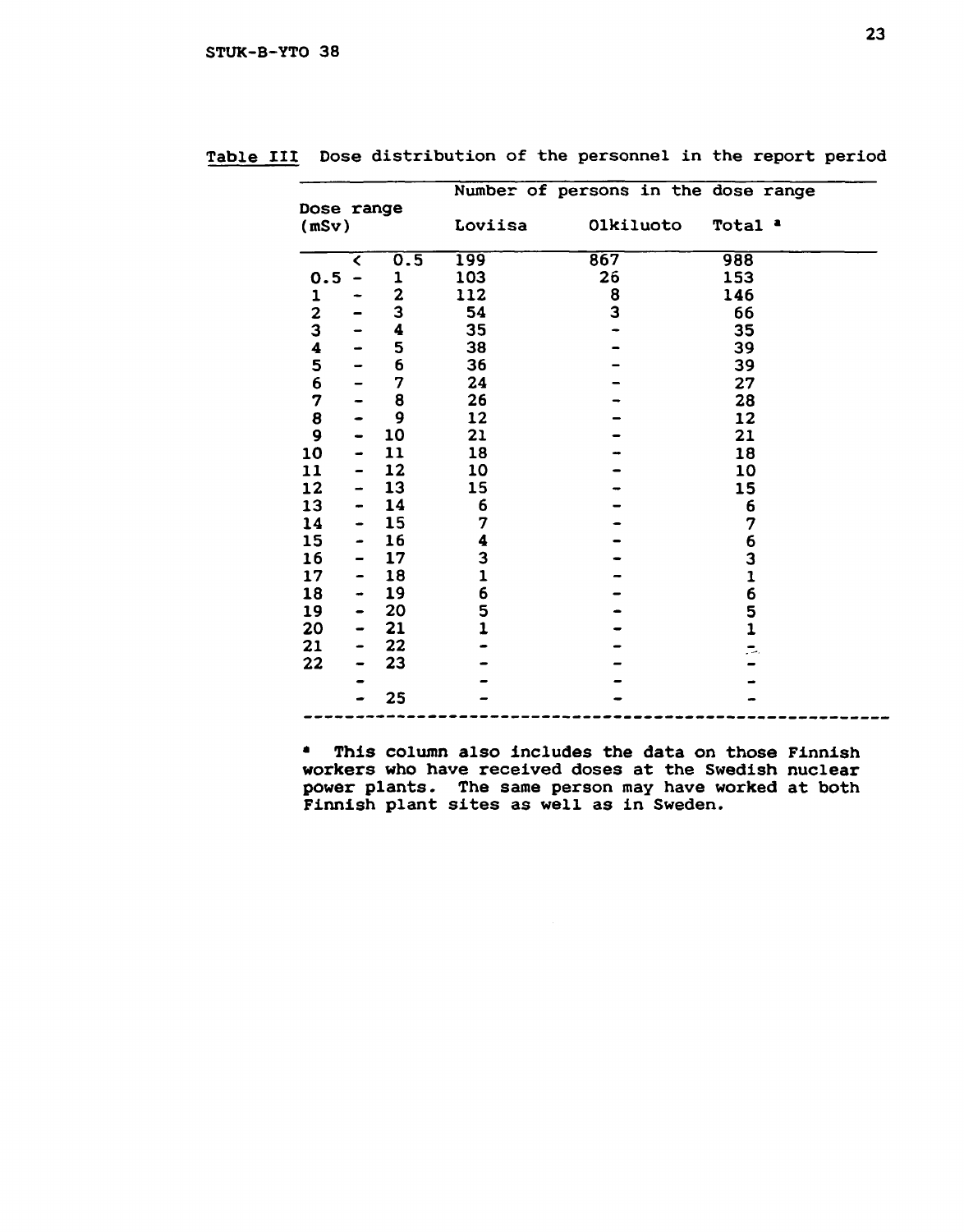Table III Dose distribution of the personnel in the report period

| Dose range (mSv) | Number of persons in the dose range | | |
|---|---|---|---|
| | Loviisa | Olkiluoto | Total [a] |
| < 0.5 | 199 | 867 | 988 |
| 0.5 - 1 | 103 | 26 | 153 |
| 1 - 2 | 112 | 8 | 146 |
| 2 - 3 | 54 | 3 | 66 |
| 3 - 4 | 35 | - | 35 |
| 4 - 5 | 38 | - | 39 |
| 5 - 6 | 36 | - | 39 |
| 6 - 7 | 24 | - | 27 |
| 7 - 8 | 26 | - | 28 |
| 8 - 9 | 12 | - | 12 |
| 9 - 10 | 21 | - | 21 |
| 10 - 11 | 18 | - | 18 |
| 11 - 12 | 10 | - | 10 |
| 12 - 13 | 15 | - | 15 |
| 13 - 14 | 6 | - | 6 |
| 14 - 15 | 7 | - | 7 |
| 15 - 16 | 4 | - | 6 |
| 16 - 17 | 3 | - | 3 |
| 17 - 18 | 1 | - | 1 |
| 18 - 19 | 6 | - | 6 |
| 19 - 20 | 5 | - | 5 |
| 20 - 21 | 1 | - | 1 |
| 21 - 22 | - | - | - |
| 22 - 23 | - | - | - |
| - | - | - | - |
| - 25 | - | - | - |

[a] This column also includes the data on those Finnish workers who have received doses at the Swedish nuclear power plants. The same person may have worked at both Finnish plant sites as well as in Sweden.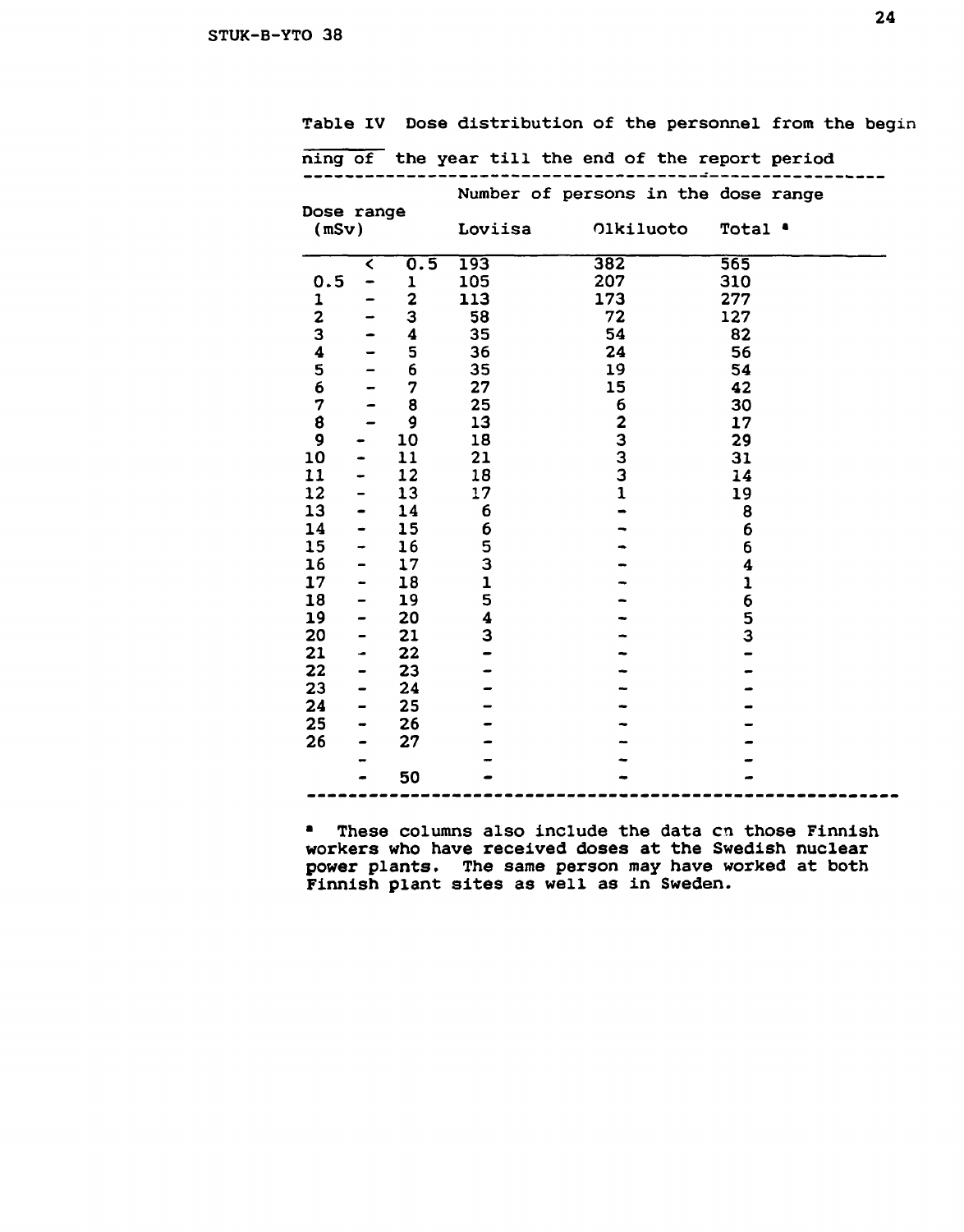Table IV Dose distribution of the personnel from the beginning of the year till the end of the report period

| Dose range (mSv) | Number of persons in the dose range | | |
|---|---|---|---|
| | Loviisa | Olkiluoto | Total [a] |
| < 0.5 | 193 | 382 | 565 |
| 0.5 - 1 | 105 | 207 | 310 |
| 1 - 2 | 113 | 173 | 277 |
| 2 - 3 | 58 | 72 | 127 |
| 3 - 4 | 35 | 54 | 82 |
| 4 - 5 | 36 | 24 | 56 |
| 5 - 6 | 35 | 19 | 54 |
| 6 - 7 | 27 | 15 | 42 |
| 7 - 8 | 25 | 6 | 30 |
| 8 - 9 | 13 | 2 | 17 |
| 9 - 10 | 18 | 3 | 29 |
| 10 - 11 | 21 | 3 | 31 |
| 11 - 12 | 18 | 3 | 14 |
| 12 - 13 | 17 | 1 | 19 |
| 13 - 14 | 6 | - | 8 |
| 14 - 15 | 6 | - | 6 |
| 15 - 16 | 5 | - | 6 |
| 16 - 17 | 3 | - | 4 |
| 17 - 18 | 1 | - | 1 |
| 18 - 19 | 5 | - | 6 |
| 19 - 20 | 4 | - | 5 |
| 20 - 21 | 3 | - | 3 |
| 21 - 22 | - | - | - |
| 22 - 23 | - | - | - |
| 23 - 24 | - | - | - |
| 24 - 25 | - | - | - |
| 25 - 26 | - | - | - |
| 26 - 27 | - | - | - |
| - | - | - | - |
| - 50 | - | - | - |

[a] These columns also include the data on those Finnish workers who have received doses at the Swedish nuclear power plants. The same person may have worked at both Finnish plant sites as well as in Sweden.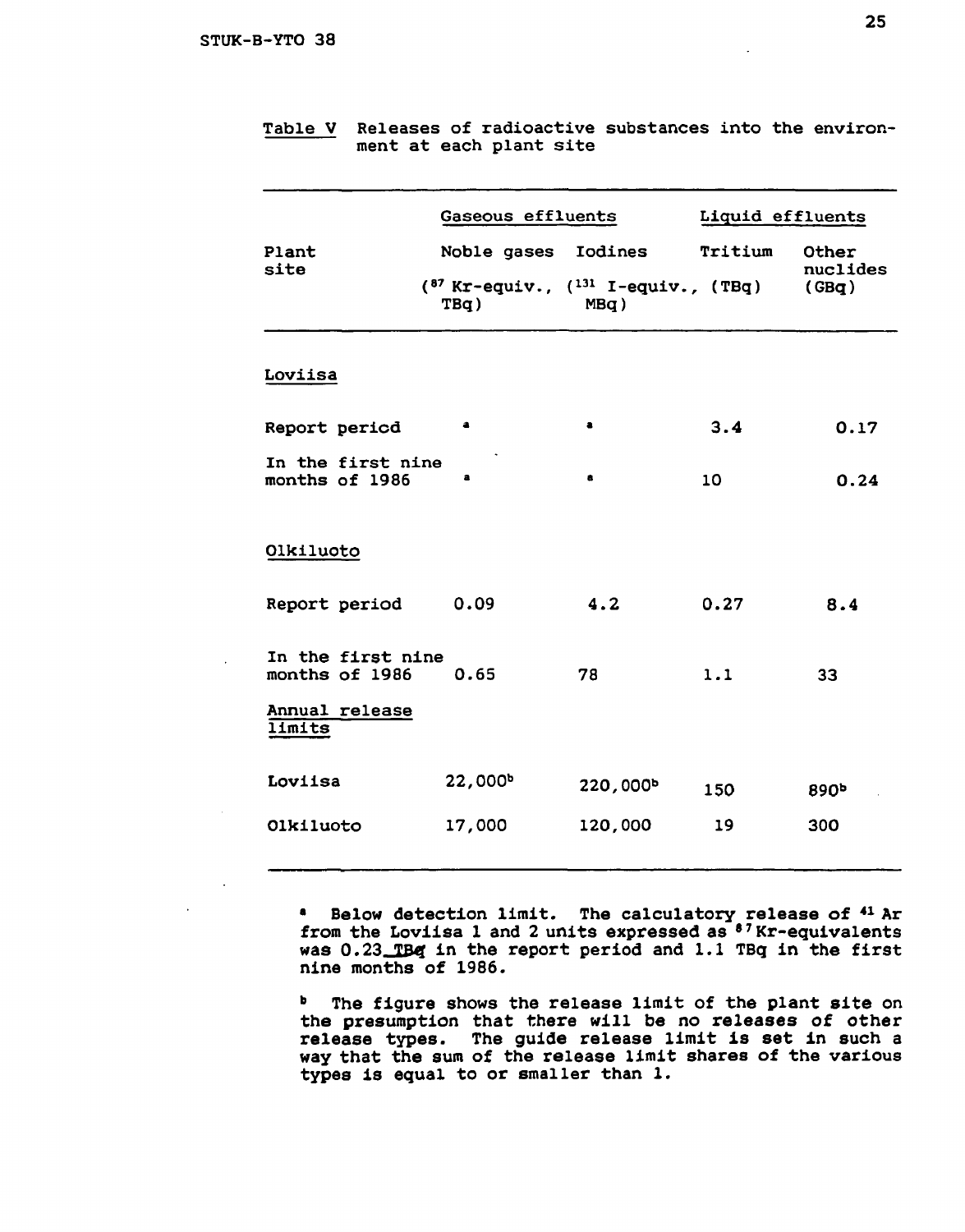Table V Releases of radioactive substances into the environment at each plant site

| Plant site | Gaseous effluents | | Liquid effluents | |
|---|---|---|---|---|
| | Noble gases ($^{87}$Kr-equiv., TBq) | Iodines ($^{131}$I-equiv., MBq) | Tritium (TBq) | Other nuclides (GBq) |
| **Loviisa** | | | | |
| Report period | [a] | [a] | 3.4 | 0.17 |
| In the first nine months of 1986 | [a] | [a] | 10 | 0.24 |
| **Olkiluoto** | | | | |
| Report period | 0.09 | 4.2 | 0.27 | 8.4 |
| In the first nine months of 1986 | 0.65 | 78 | 1.1 | 33 |
| **Annual release limits** | | | | |
| Loviisa | 22,000[b] | 220,000[b] | 150 | 890[b] |
| Olkiluoto | 17,000 | 120,000 | 19 | 300 |

[a] Below detection limit. The calculatory release of $^{41}$Ar from the Loviisa 1 and 2 units expressed as $^{87}$Kr-equivalents was 0.23 TBq in the report period and 1.1 TBq in the first nine months of 1986.

[b] The figure shows the release limit of the plant site on the presumption that there will be no releases of other release types. The guide release limit is set in such a way that the sum of the release limit shares of the various types is equal to or smaller than 1.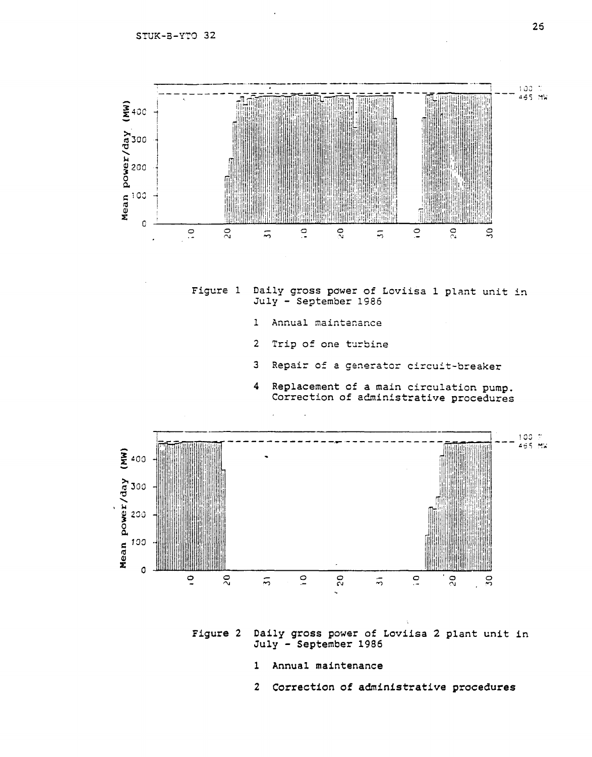Figure 1 Daily gross power of Loviisa 1 plant unit in July - September 1986

1. Annual maintenance
2. Trip of one turbine
3. Repair of a generator circuit-breaker
4. Replacement of a main circulation pump. Correction of administrative procedures

Figure 2 Daily gross power of Loviisa 2 plant unit in July - September 1986

1. Annual maintenance
2. Correction of administrative procedures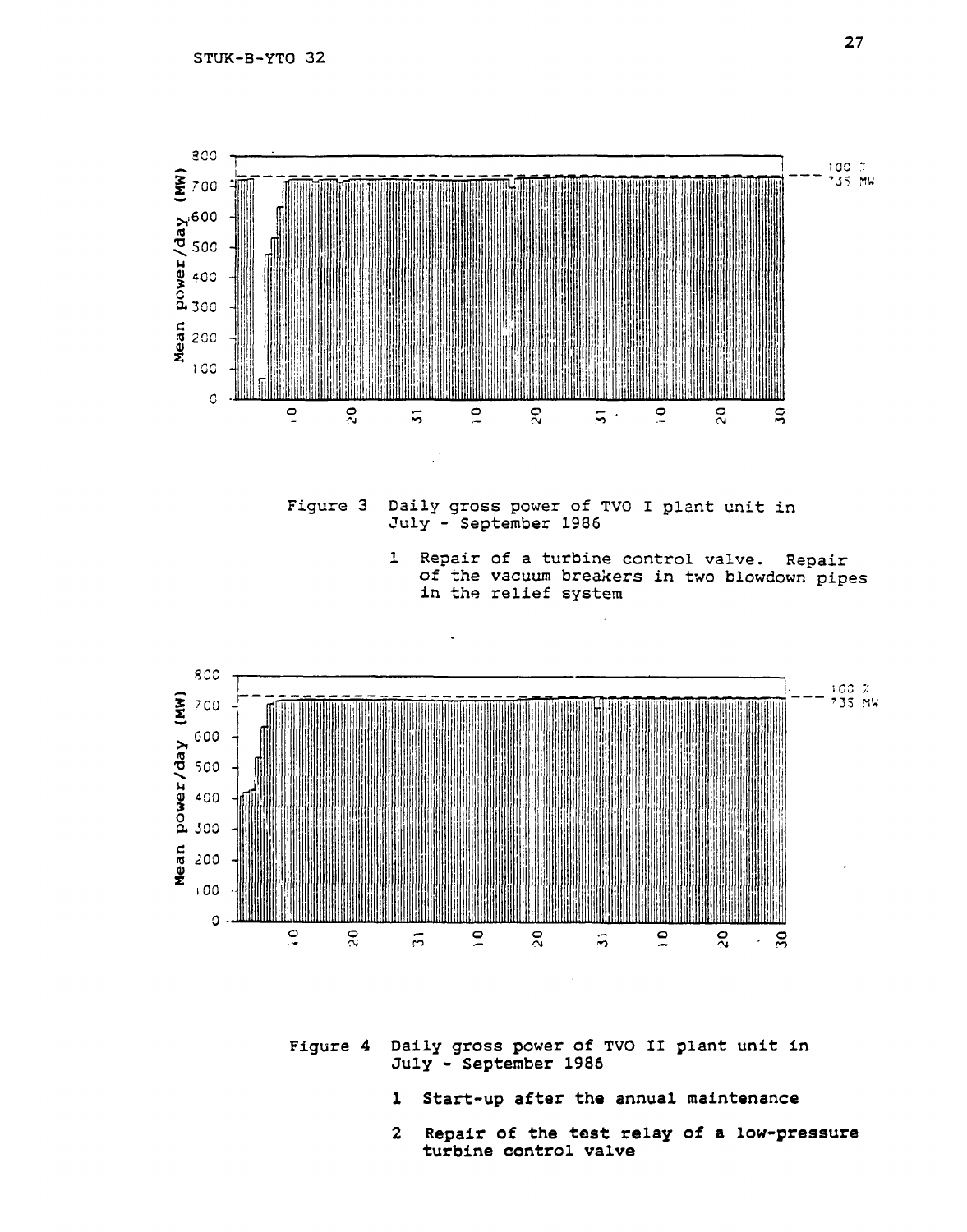800

700

600

500

400

300

200

100

0

Mean power/day (MW)

10 20 31 10 20 31 10 20 30

100 %
735 MW

Figure 3 Daily gross power of TVO I plant unit in July - September 1986

1 Repair of a turbine control valve. Repair of the vacuum breakers in two blowdown pipes in the relief system

800

700

600

500

400

300

200

100

0

Mean power/day (MW)

10 20 31 10 20 31 10 20 30

100 %
735 MW

Figure 4 Daily gross power of TVO II plant unit in July - September 1986

1 Start-up after the annual maintenance

2 Repair of the test relay of a low-pressure turbine control valve